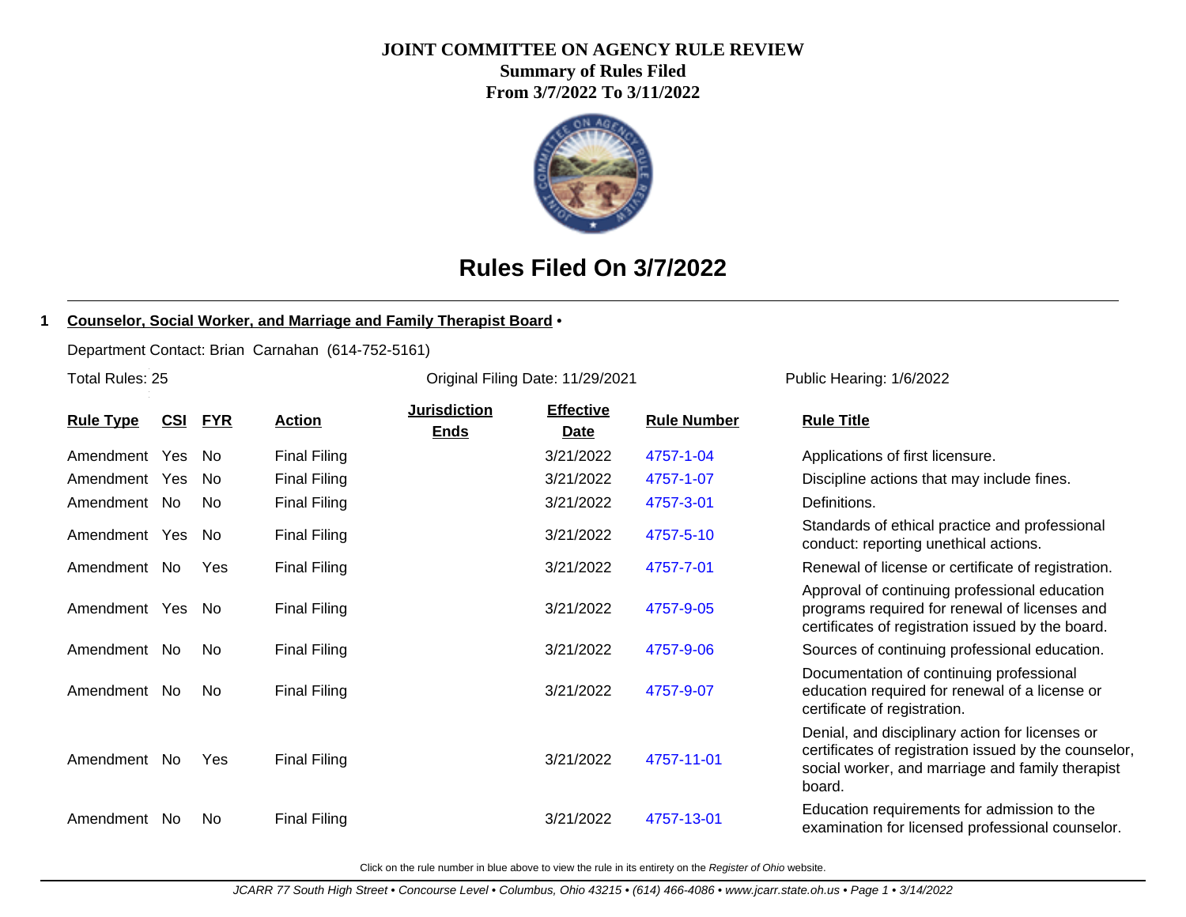# JOINT COMMITTEE ON AGENCY RULE REVIEW

**Summary of Rules Filed**

**From 3/7/2022 To 3/11/2022**

## Rules Filed On 3/7/2022

**1 Counselor, Social Worker, and Marriage and Family Therapist Board •**

Department Contact: Brian Carnahan (614-752-5161)

Total Rules: 25

Original Filing Date: 11/29/2021

Public Hearing: 1/6/2022

| Rule Type | CSI | FYR | Action | Jurisdiction Ends | Effective Date | Rule Number | Rule Title |
|---|---|---|---|---|---|---|---|
| Amendment | Yes | No | Final Filing | | 3/21/2022 | 4757-1-04 | Applications of first licensure. |
| Amendment | Yes | No | Final Filing | | 3/21/2022 | 4757-1-07 | Discipline actions that may include fines. |
| Amendment | No | No | Final Filing | | 3/21/2022 | 4757-3-01 | Definitions. |
| Amendment | Yes | No | Final Filing | | 3/21/2022 | 4757-5-10 | Standards of ethical practice and professional conduct: reporting unethical actions. |
| Amendment | No | Yes | Final Filing | | 3/21/2022 | 4757-7-01 | Renewal of license or certificate of registration. |
| Amendment | Yes | No | Final Filing | | 3/21/2022 | 4757-9-05 | Approval of continuing professional education programs required for renewal of licenses and certificates of registration issued by the board. |
| Amendment | No | No | Final Filing | | 3/21/2022 | 4757-9-06 | Sources of continuing professional education. |
| Amendment | No | No | Final Filing | | 3/21/2022 | 4757-9-07 | Documentation of continuing professional education required for renewal of a license or certificate of registration. |
| Amendment | No | Yes | Final Filing | | 3/21/2022 | 4757-11-01 | Denial, and disciplinary action for licenses or certificates of registration issued by the counselor, social worker, and marriage and family therapist board. |
| Amendment | No | No | Final Filing | | 3/21/2022 | 4757-13-01 | Education requirements for admission to the examination for licensed professional counselor. |

Click on the rule number in blue above to view the rule in its entirety on the *Register of Ohio* website.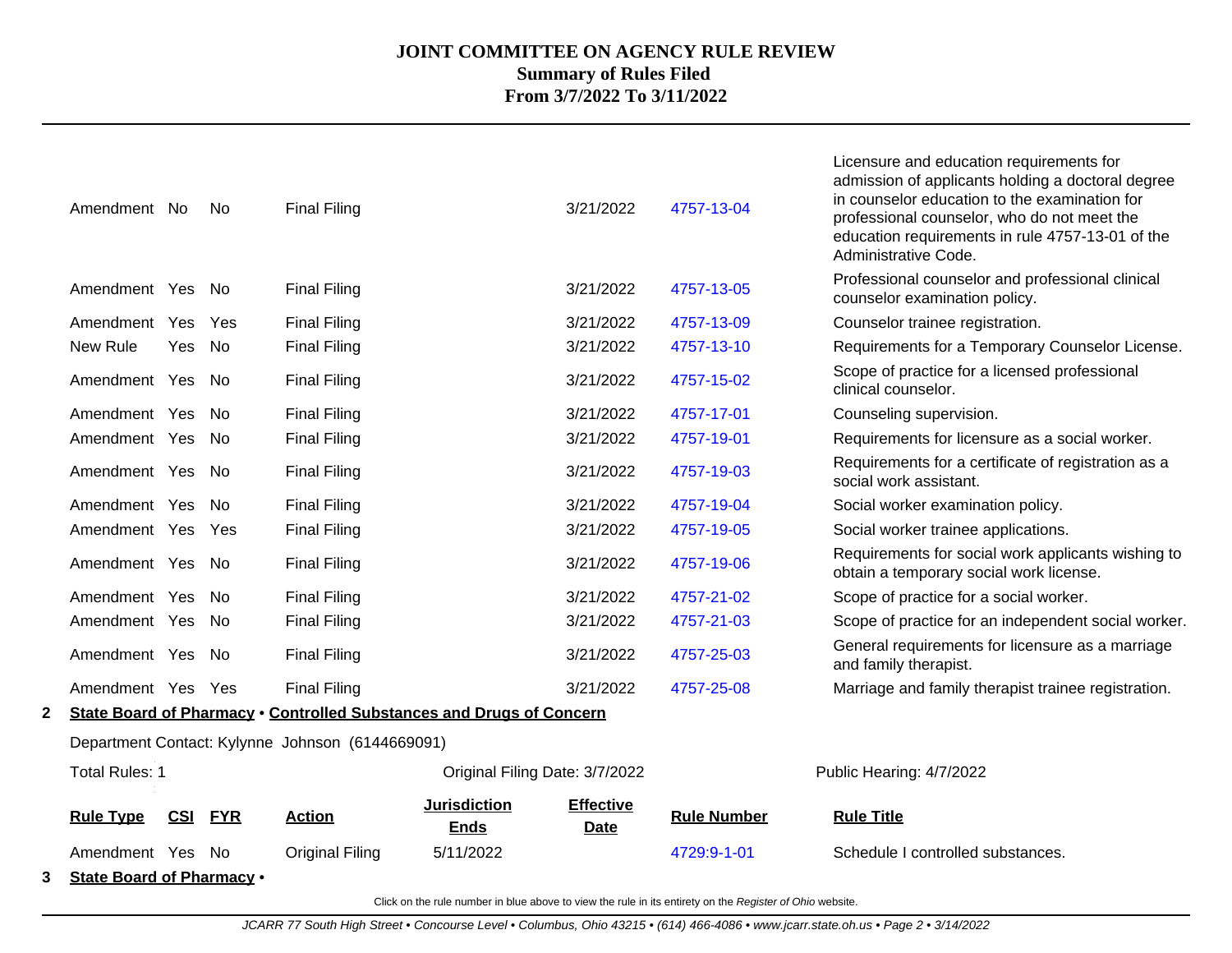# JOINT COMMITTEE ON AGENCY RULE REVIEW
## Summary of Rules Filed
### From 3/7/2022 To 3/11/2022

| Rule Type | CSI | FYR | Action | Jurisdiction Ends | Effective Date | Rule Number | Rule Title |
|---|---|---|---|---|---|---|---|
| Amendment | No | No | Final Filing | | 3/21/2022 | 4757-13-04 | Licensure and education requirements for admission of applicants holding a doctoral degree in counselor education to the examination for professional counselor, who do not meet the education requirements in rule 4757-13-01 of the Administrative Code. |
| Amendment | Yes | No | Final Filing | | 3/21/2022 | 4757-13-05 | Professional counselor and professional clinical counselor examination policy. |
| Amendment | Yes | Yes | Final Filing | | 3/21/2022 | 4757-13-09 | Counselor trainee registration. |
| New Rule | Yes | No | Final Filing | | 3/21/2022 | 4757-13-10 | Requirements for a Temporary Counselor License. |
| Amendment | Yes | No | Final Filing | | 3/21/2022 | 4757-15-02 | Scope of practice for a licensed professional clinical counselor. |
| Amendment | Yes | No | Final Filing | | 3/21/2022 | 4757-17-01 | Counseling supervision. |
| Amendment | Yes | No | Final Filing | | 3/21/2022 | 4757-19-01 | Requirements for licensure as a social worker. |
| Amendment | Yes | No | Final Filing | | 3/21/2022 | 4757-19-03 | Requirements for a certificate of registration as a social work assistant. |
| Amendment | Yes | No | Final Filing | | 3/21/2022 | 4757-19-04 | Social worker examination policy. |
| Amendment | Yes | Yes | Final Filing | | 3/21/2022 | 4757-19-05 | Social worker trainee applications. |
| Amendment | Yes | No | Final Filing | | 3/21/2022 | 4757-19-06 | Requirements for social work applicants wishing to obtain a temporary social work license. |
| Amendment | Yes | No | Final Filing | | 3/21/2022 | 4757-21-02 | Scope of practice for a social worker. |
| Amendment | Yes | No | Final Filing | | 3/21/2022 | 4757-21-03 | Scope of practice for an independent social worker. |
| Amendment | Yes | No | Final Filing | | 3/21/2022 | 4757-25-03 | General requirements for licensure as a marriage and family therapist. |
| Amendment | Yes | Yes | Final Filing | | 3/21/2022 | 4757-25-08 | Marriage and family therapist trainee registration. |

**2 State Board of Pharmacy • Controlled Substances and Drugs of Concern**

Department Contact: Kylynne Johnson (6144669091)

Total Rules: 1 | Original Filing Date: 3/7/2022 | Public Hearing: 4/7/2022

| Rule Type | CSI | FYR | Action | Jurisdiction Ends | Effective Date | Rule Number | Rule Title |
|---|---|---|---|---|---|---|---|
| Amendment | Yes | No | Original Filing | 5/11/2022 | | 4729:9-1-01 | Schedule I controlled substances. |

**3 State Board of Pharmacy •**

Click on the rule number in blue above to view the rule in its entirety on the *Register of Ohio* website.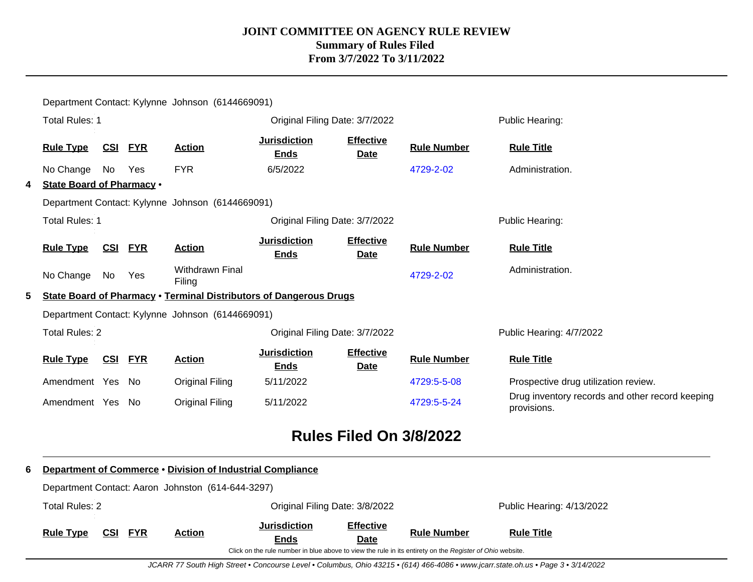Department Contact: Kylynne Johnson (6144669091)

Total Rules: 1 | Original Filing Date: 3/7/2022 | Public Hearing:

| Rule Type | CSI | FYR | Action | Jurisdiction Ends | Effective Date | Rule Number | Rule Title |
|---|---|---|---|---|---|---|---|
| No Change | No | Yes | FYR | 6/5/2022 | | 4729-2-02 | Administration. |

**4 State Board of Pharmacy •**

Department Contact: Kylynne Johnson (6144669091)

Total Rules: 1 | Original Filing Date: 3/7/2022 | Public Hearing:

| Rule Type | CSI | FYR | Action | Jurisdiction Ends | Effective Date | Rule Number | Rule Title |
|---|---|---|---|---|---|---|---|
| No Change | No | Yes | Withdrawn Final Filing | | | 4729-2-02 | Administration. |

**5 State Board of Pharmacy • Terminal Distributors of Dangerous Drugs**

Department Contact: Kylynne Johnson (6144669091)

Total Rules: 2 | Original Filing Date: 3/7/2022 | Public Hearing: 4/7/2022

| Rule Type | CSI | FYR | Action | Jurisdiction Ends | Effective Date | Rule Number | Rule Title |
|---|---|---|---|---|---|---|---|
| Amendment | Yes | No | Original Filing | 5/11/2022 | | 4729:5-5-08 | Prospective drug utilization review. |
| Amendment | Yes | No | Original Filing | 5/11/2022 | | 4729:5-5-24 | Drug inventory records and other record keeping provisions. |

## Rules Filed On 3/8/2022

**6 Department of Commerce • Division of Industrial Compliance**

Department Contact: Aaron Johnston (614-644-3297)

Total Rules: 2 | Original Filing Date: 3/8/2022 | Public Hearing: 4/13/2022

| Rule Type | CSI | FYR | Action | Jurisdiction Ends | Effective Date | Rule Number | Rule Title |
|---|---|---|---|---|---|---|---|

Click on the rule number in blue above to view the rule in its entirety on the *Register of Ohio* website.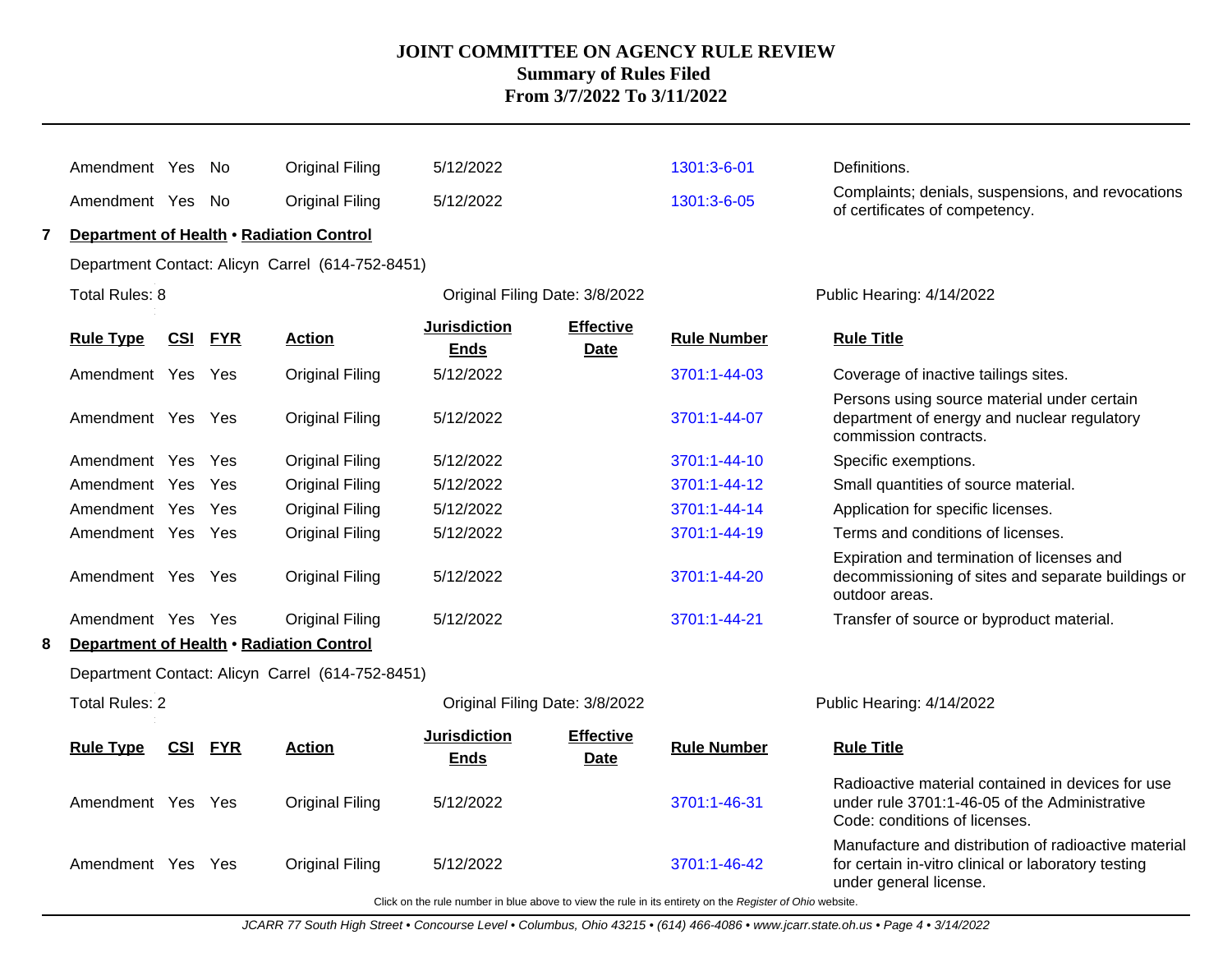| Rule Type | CSI | FYR | Action | Jurisdiction Ends | Effective Date | Rule Number | Rule Title |
|---|---|---|---|---|---|---|---|
| Amendment | Yes | No | Original Filing | 5/12/2022 | | 1301:3-6-01 | Definitions. |
| Amendment | Yes | No | Original Filing | 5/12/2022 | | 1301:3-6-05 | Complaints; denials, suspensions, and revocations of certificates of competency. |

**7** **Department of Health** • **Radiation Control**

Department Contact: Alicyn Carrel (614-752-8451)

Total Rules: 8 | Original Filing Date: 3/8/2022 | Public Hearing: 4/14/2022

| Rule Type | CSI | FYR | Action | Jurisdiction Ends | Effective Date | Rule Number | Rule Title |
|---|---|---|---|---|---|---|---|
| Amendment | Yes | Yes | Original Filing | 5/12/2022 | | 3701:1-44-03 | Coverage of inactive tailings sites. |
| Amendment | Yes | Yes | Original Filing | 5/12/2022 | | 3701:1-44-07 | Persons using source material under certain department of energy and nuclear regulatory commission contracts. |
| Amendment | Yes | Yes | Original Filing | 5/12/2022 | | 3701:1-44-10 | Specific exemptions. |
| Amendment | Yes | Yes | Original Filing | 5/12/2022 | | 3701:1-44-12 | Small quantities of source material. |
| Amendment | Yes | Yes | Original Filing | 5/12/2022 | | 3701:1-44-14 | Application for specific licenses. |
| Amendment | Yes | Yes | Original Filing | 5/12/2022 | | 3701:1-44-19 | Terms and conditions of licenses. |
| Amendment | Yes | Yes | Original Filing | 5/12/2022 | | 3701:1-44-20 | Expiration and termination of licenses and decommissioning of sites and separate buildings or outdoor areas. |
| Amendment | Yes | Yes | Original Filing | 5/12/2022 | | 3701:1-44-21 | Transfer of source or byproduct material. |

**8** **Department of Health** • **Radiation Control**

Department Contact: Alicyn Carrel (614-752-8451)

Total Rules: 2 | Original Filing Date: 3/8/2022 | Public Hearing: 4/14/2022

| Rule Type | CSI | FYR | Action | Jurisdiction Ends | Effective Date | Rule Number | Rule Title |
|---|---|---|---|---|---|---|---|
| Amendment | Yes | Yes | Original Filing | 5/12/2022 | | 3701:1-46-31 | Radioactive material contained in devices for use under rule 3701:1-46-05 of the Administrative Code: conditions of licenses. |
| Amendment | Yes | Yes | Original Filing | 5/12/2022 | | 3701:1-46-42 | Manufacture and distribution of radioactive material for certain in-vitro clinical or laboratory testing under general license. |

Click on the rule number in blue above to view the rule in its entirety on the *Register of Ohio* website.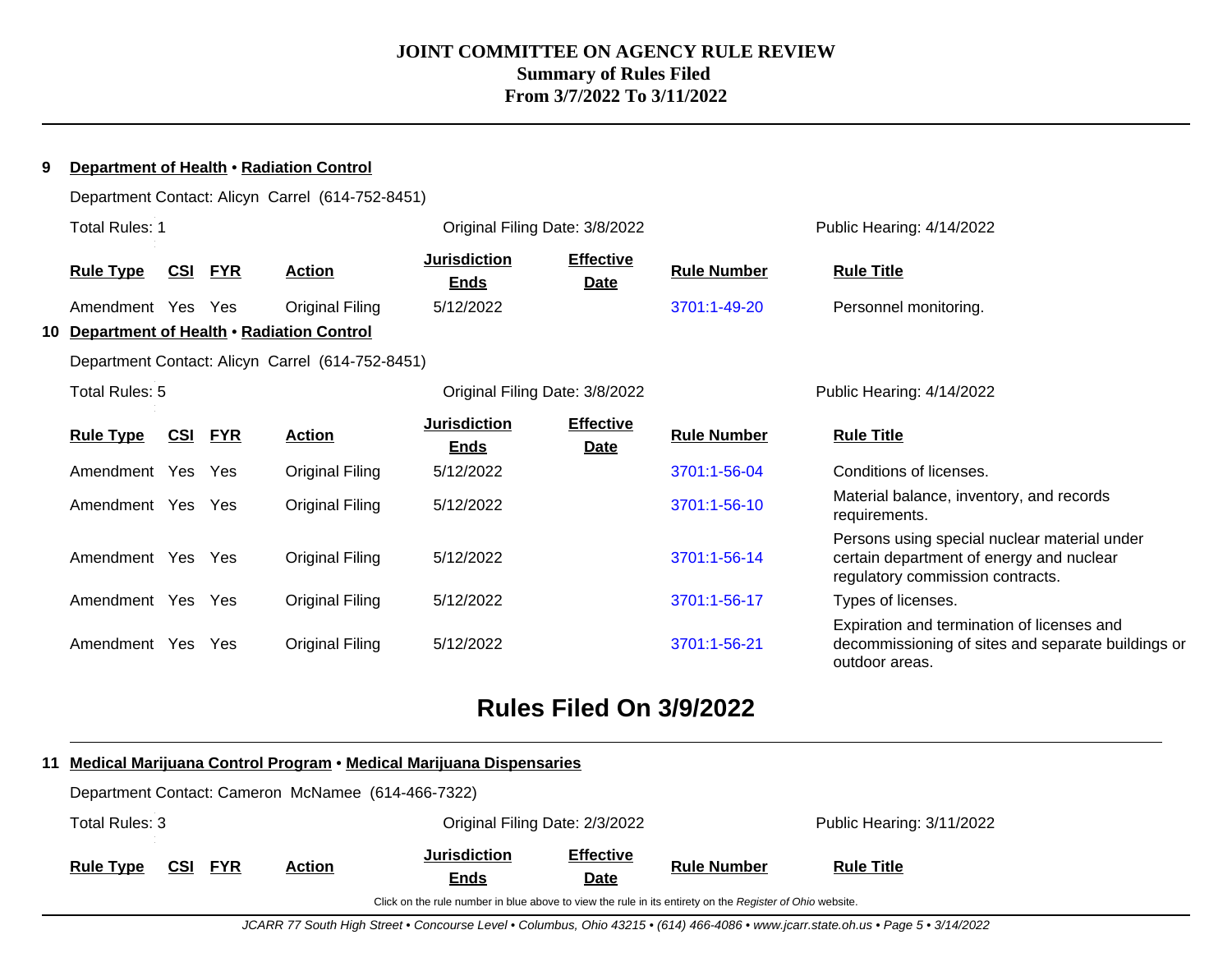# JOINT COMMITTEE ON AGENCY RULE REVIEW
## Summary of Rules Filed
## From 3/7/2022 To 3/11/2022

**9 Department of Health • Radiation Control**

Department Contact: Alicyn Carrel (614-752-8451)

Total Rules: 1 | Original Filing Date: 3/8/2022 | Public Hearing: 4/14/2022

| Rule Type | CSI | FYR | Action | Jurisdiction Ends | Effective Date | Rule Number | Rule Title |
|---|---|---|---|---|---|---|---|
| Amendment | Yes | Yes | Original Filing | 5/12/2022 | | 3701:1-49-20 | Personnel monitoring. |

**10 Department of Health • Radiation Control**

Department Contact: Alicyn Carrel (614-752-8451)

Total Rules: 5 | Original Filing Date: 3/8/2022 | Public Hearing: 4/14/2022

| Rule Type | CSI | FYR | Action | Jurisdiction Ends | Effective Date | Rule Number | Rule Title |
|---|---|---|---|---|---|---|---|
| Amendment | Yes | Yes | Original Filing | 5/12/2022 | | 3701:1-56-04 | Conditions of licenses. |
| Amendment | Yes | Yes | Original Filing | 5/12/2022 | | 3701:1-56-10 | Material balance, inventory, and records requirements. |
| Amendment | Yes | Yes | Original Filing | 5/12/2022 | | 3701:1-56-14 | Persons using special nuclear material under certain department of energy and nuclear regulatory commission contracts. |
| Amendment | Yes | Yes | Original Filing | 5/12/2022 | | 3701:1-56-17 | Types of licenses. |
| Amendment | Yes | Yes | Original Filing | 5/12/2022 | | 3701:1-56-21 | Expiration and termination of licenses and decommissioning of sites and separate buildings or outdoor areas. |

## Rules Filed On 3/9/2022

**11 Medical Marijuana Control Program • Medical Marijuana Dispensaries**

Department Contact: Cameron McNamee (614-466-7322)

Total Rules: 3 | Original Filing Date: 2/3/2022 | Public Hearing: 3/11/2022

| Rule Type | CSI | FYR | Action | Jurisdiction Ends | Effective Date | Rule Number | Rule Title |
|---|---|---|---|---|---|---|---|

Click on the rule number in blue above to view the rule in its entirety on the *Register of Ohio* website.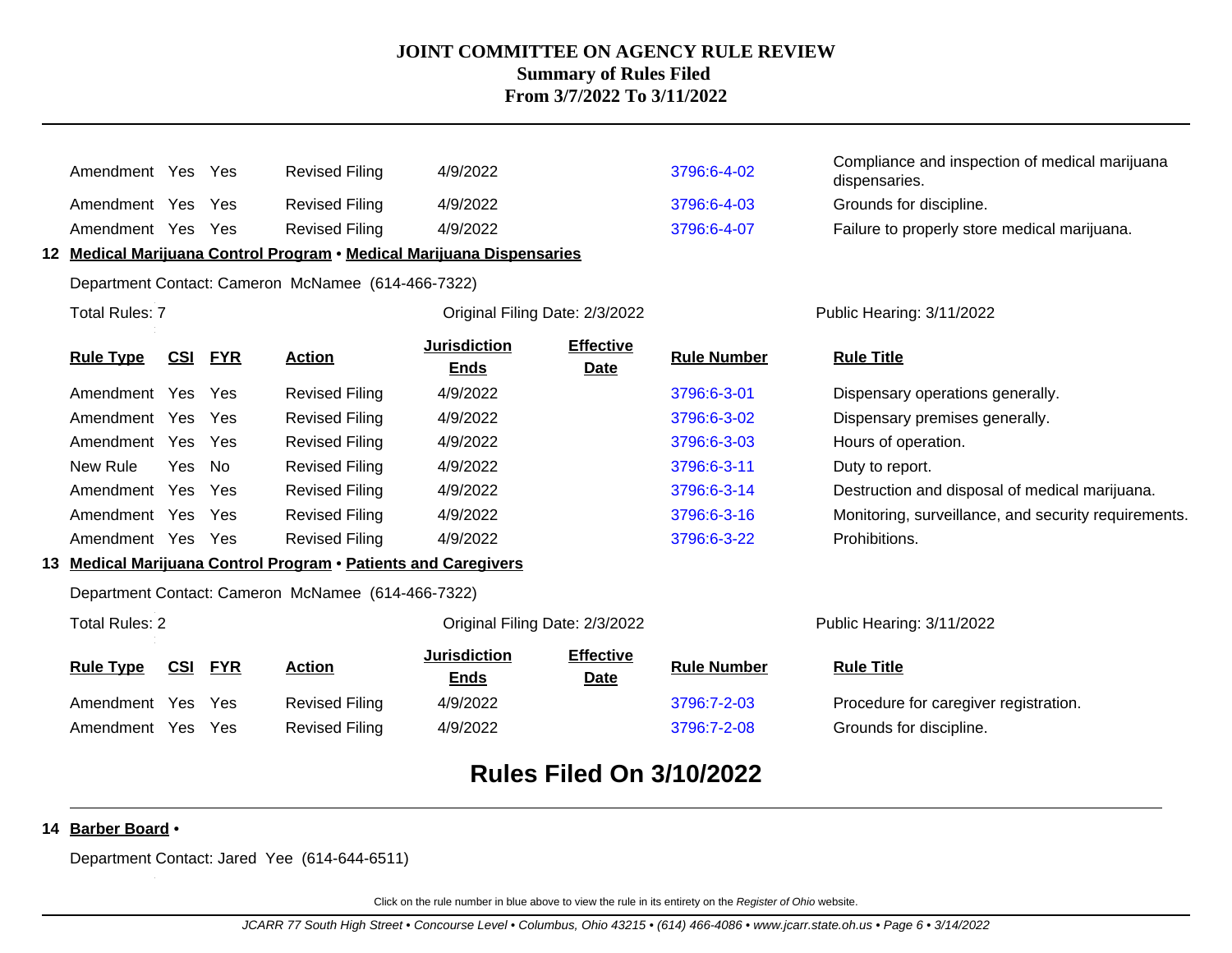| Rule Type | CSI | FYR | Action | Jurisdiction Ends | Effective Date | Rule Number | Rule Title |
|---|---|---|---|---|---|---|---|
| Amendment | Yes | Yes | Revised Filing | 4/9/2022 | | 3796:6-4-02 | Compliance and inspection of medical marijuana dispensaries. |
| Amendment | Yes | Yes | Revised Filing | 4/9/2022 | | 3796:6-4-03 | Grounds for discipline. |
| Amendment | Yes | Yes | Revised Filing | 4/9/2022 | | 3796:6-4-07 | Failure to properly store medical marijuana. |

**12 Medical Marijuana Control Program • Medical Marijuana Dispensaries**

Department Contact: Cameron McNamee (614-466-7322)

Total Rules: 7 — Original Filing Date: 2/3/2022 — Public Hearing: 3/11/2022

| Rule Type | CSI | FYR | Action | Jurisdiction Ends | Effective Date | Rule Number | Rule Title |
|---|---|---|---|---|---|---|---|
| Amendment | Yes | Yes | Revised Filing | 4/9/2022 | | 3796:6-3-01 | Dispensary operations generally. |
| Amendment | Yes | Yes | Revised Filing | 4/9/2022 | | 3796:6-3-02 | Dispensary premises generally. |
| Amendment | Yes | Yes | Revised Filing | 4/9/2022 | | 3796:6-3-03 | Hours of operation. |
| New Rule | Yes | No | Revised Filing | 4/9/2022 | | 3796:6-3-11 | Duty to report. |
| Amendment | Yes | Yes | Revised Filing | 4/9/2022 | | 3796:6-3-14 | Destruction and disposal of medical marijuana. |
| Amendment | Yes | Yes | Revised Filing | 4/9/2022 | | 3796:6-3-16 | Monitoring, surveillance, and security requirements. |
| Amendment | Yes | Yes | Revised Filing | 4/9/2022 | | 3796:6-3-22 | Prohibitions. |

**13 Medical Marijuana Control Program • Patients and Caregivers**

Department Contact: Cameron McNamee (614-466-7322)

Total Rules: 2 — Original Filing Date: 2/3/2022 — Public Hearing: 3/11/2022

| Rule Type | CSI | FYR | Action | Jurisdiction Ends | Effective Date | Rule Number | Rule Title |
|---|---|---|---|---|---|---|---|
| Amendment | Yes | Yes | Revised Filing | 4/9/2022 | | 3796:7-2-03 | Procedure for caregiver registration. |
| Amendment | Yes | Yes | Revised Filing | 4/9/2022 | | 3796:7-2-08 | Grounds for discipline. |

## Rules Filed On 3/10/2022

**14 Barber Board •**

Department Contact: Jared Yee (614-644-6511)

Click on the rule number in blue above to view the rule in its entirety on the *Register of Ohio* website.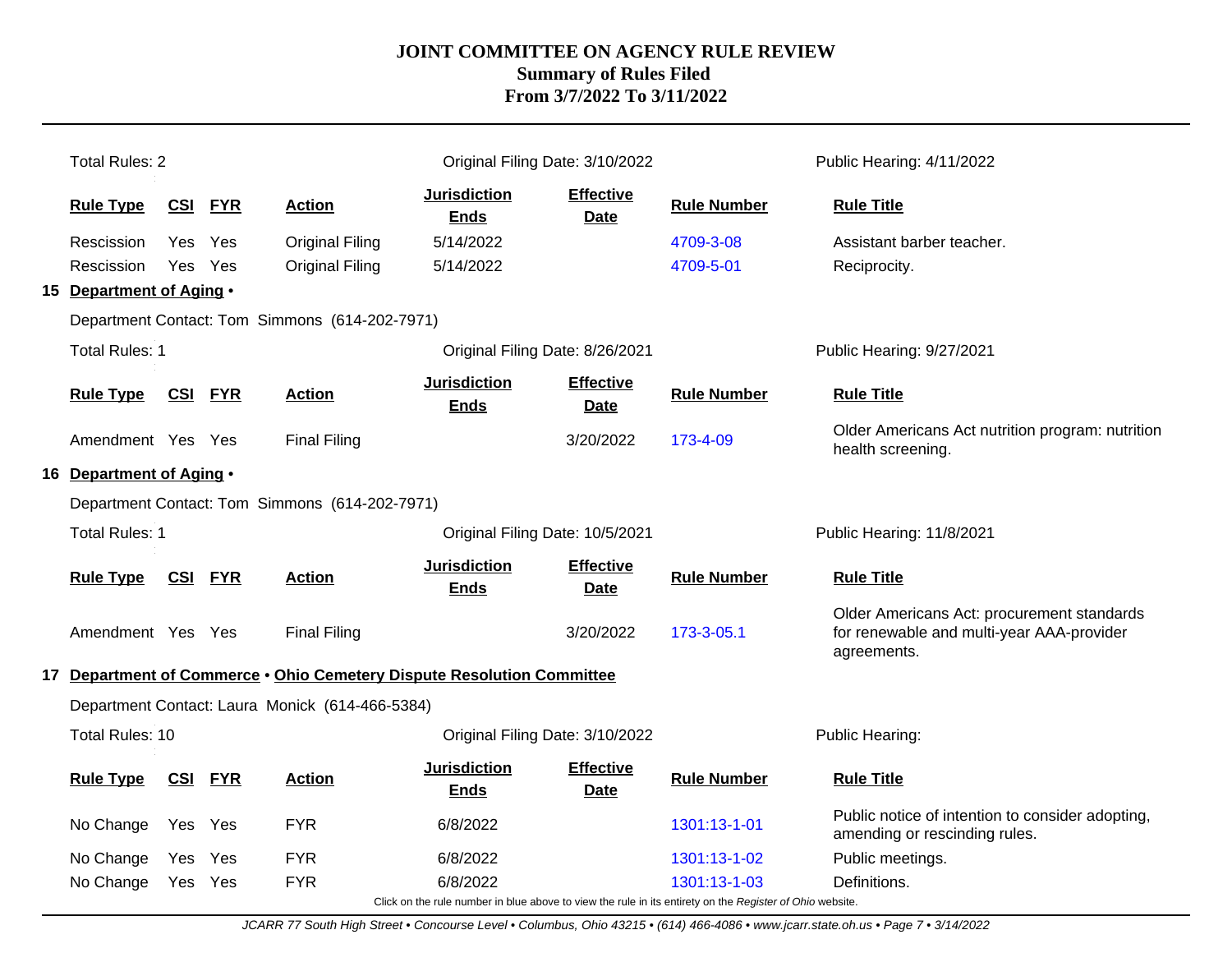# JOINT COMMITTEE ON AGENCY RULE REVIEW
## Summary of Rules Filed
## From 3/7/2022 To 3/11/2022

Total Rules: 2 | Original Filing Date: 3/10/2022 | Public Hearing: 4/11/2022

| Rule Type | CSI | FYR | Action | Jurisdiction Ends | Effective Date | Rule Number | Rule Title |
|---|---|---|---|---|---|---|---|
| Rescission | Yes | Yes | Original Filing | 5/14/2022 | | 4709-3-08 | Assistant barber teacher. |
| Rescission | Yes | Yes | Original Filing | 5/14/2022 | | 4709-5-01 | Reciprocity. |

**15 Department of Aging •**

Department Contact: Tom Simmons (614-202-7971)

Total Rules: 1 | Original Filing Date: 8/26/2021 | Public Hearing: 9/27/2021

| Rule Type | CSI | FYR | Action | Jurisdiction Ends | Effective Date | Rule Number | Rule Title |
|---|---|---|---|---|---|---|---|
| Amendment | Yes | Yes | Final Filing | | 3/20/2022 | 173-4-09 | Older Americans Act nutrition program: nutrition health screening. |

**16 Department of Aging •**

Department Contact: Tom Simmons (614-202-7971)

Total Rules: 1 | Original Filing Date: 10/5/2021 | Public Hearing: 11/8/2021

| Rule Type | CSI | FYR | Action | Jurisdiction Ends | Effective Date | Rule Number | Rule Title |
|---|---|---|---|---|---|---|---|
| Amendment | Yes | Yes | Final Filing | | 3/20/2022 | 173-3-05.1 | Older Americans Act: procurement standards for renewable and multi-year AAA-provider agreements. |

**17 Department of Commerce • Ohio Cemetery Dispute Resolution Committee**

Department Contact: Laura Monick (614-466-5384)

Total Rules: 10 | Original Filing Date: 3/10/2022 | Public Hearing:

| Rule Type | CSI | FYR | Action | Jurisdiction Ends | Effective Date | Rule Number | Rule Title |
|---|---|---|---|---|---|---|---|
| No Change | Yes | Yes | FYR | 6/8/2022 | | 1301:13-1-01 | Public notice of intention to consider adopting, amending or rescinding rules. |
| No Change | Yes | Yes | FYR | 6/8/2022 | | 1301:13-1-02 | Public meetings. |
| No Change | Yes | Yes | FYR | 6/8/2022 | | 1301:13-1-03 | Definitions. |

Click on the rule number in blue above to view the rule in its entirety on the *Register of Ohio* website.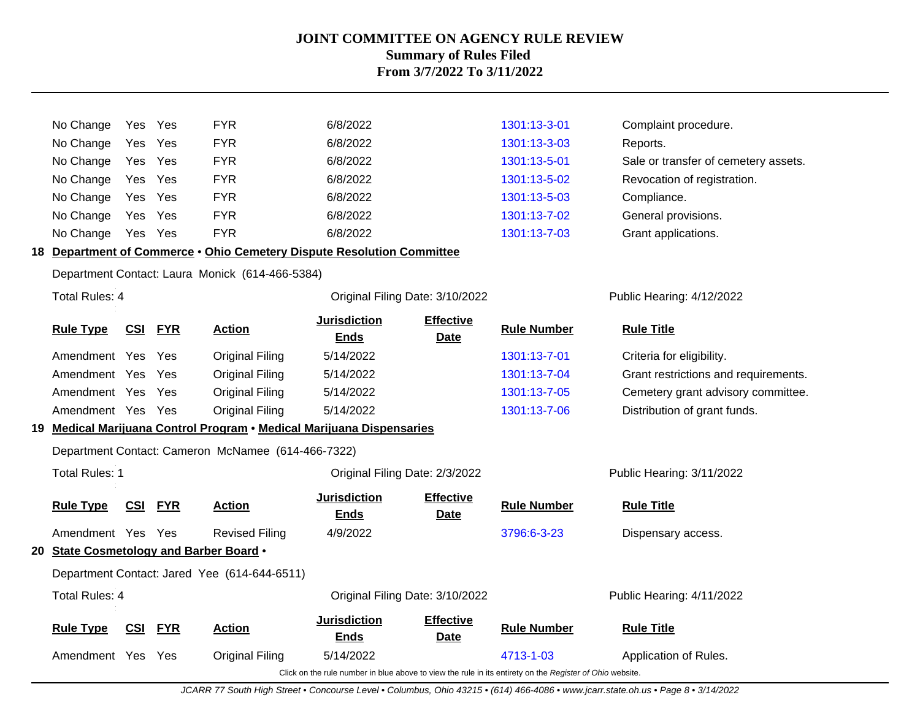# JOINT COMMITTEE ON AGENCY RULE REVIEW
## Summary of Rules Filed
## From 3/7/2022 To 3/11/2022

| Rule Type | CSI | FYR | Action | Jurisdiction Ends | Effective Date | Rule Number | Rule Title |
|---|---|---|---|---|---|---|---|
| No Change | Yes | Yes | FYR | 6/8/2022 | | 1301:13-3-01 | Complaint procedure. |
| No Change | Yes | Yes | FYR | 6/8/2022 | | 1301:13-3-03 | Reports. |
| No Change | Yes | Yes | FYR | 6/8/2022 | | 1301:13-5-01 | Sale or transfer of cemetery assets. |
| No Change | Yes | Yes | FYR | 6/8/2022 | | 1301:13-5-02 | Revocation of registration. |
| No Change | Yes | Yes | FYR | 6/8/2022 | | 1301:13-5-03 | Compliance. |
| No Change | Yes | Yes | FYR | 6/8/2022 | | 1301:13-7-02 | General provisions. |
| No Change | Yes | Yes | FYR | 6/8/2022 | | 1301:13-7-03 | Grant applications. |

**18 Department of Commerce • Ohio Cemetery Dispute Resolution Committee**

Department Contact: Laura Monick (614-466-5384)

Total Rules: 4 — Original Filing Date: 3/10/2022 — Public Hearing: 4/12/2022

| Rule Type | CSI | FYR | Action | Jurisdiction Ends | Effective Date | Rule Number | Rule Title |
|---|---|---|---|---|---|---|---|
| Amendment | Yes | Yes | Original Filing | 5/14/2022 | | 1301:13-7-01 | Criteria for eligibility. |
| Amendment | Yes | Yes | Original Filing | 5/14/2022 | | 1301:13-7-04 | Grant restrictions and requirements. |
| Amendment | Yes | Yes | Original Filing | 5/14/2022 | | 1301:13-7-05 | Cemetery grant advisory committee. |
| Amendment | Yes | Yes | Original Filing | 5/14/2022 | | 1301:13-7-06 | Distribution of grant funds. |

**19 Medical Marijuana Control Program • Medical Marijuana Dispensaries**

Department Contact: Cameron McNamee (614-466-7322)

Total Rules: 1 — Original Filing Date: 2/3/2022 — Public Hearing: 3/11/2022

| Rule Type | CSI | FYR | Action | Jurisdiction Ends | Effective Date | Rule Number | Rule Title |
|---|---|---|---|---|---|---|---|
| Amendment | Yes | Yes | Revised Filing | 4/9/2022 | | 3796:6-3-23 | Dispensary access. |

**20 State Cosmetology and Barber Board •**

Department Contact: Jared Yee (614-644-6511)

Total Rules: 4 — Original Filing Date: 3/10/2022 — Public Hearing: 4/11/2022

| Rule Type | CSI | FYR | Action | Jurisdiction Ends | Effective Date | Rule Number | Rule Title |
|---|---|---|---|---|---|---|---|
| Amendment | Yes | Yes | Original Filing | 5/14/2022 | | 4713-1-03 | Application of Rules. |

Click on the rule number in blue above to view the rule in its entirety on the *Register of Ohio* website.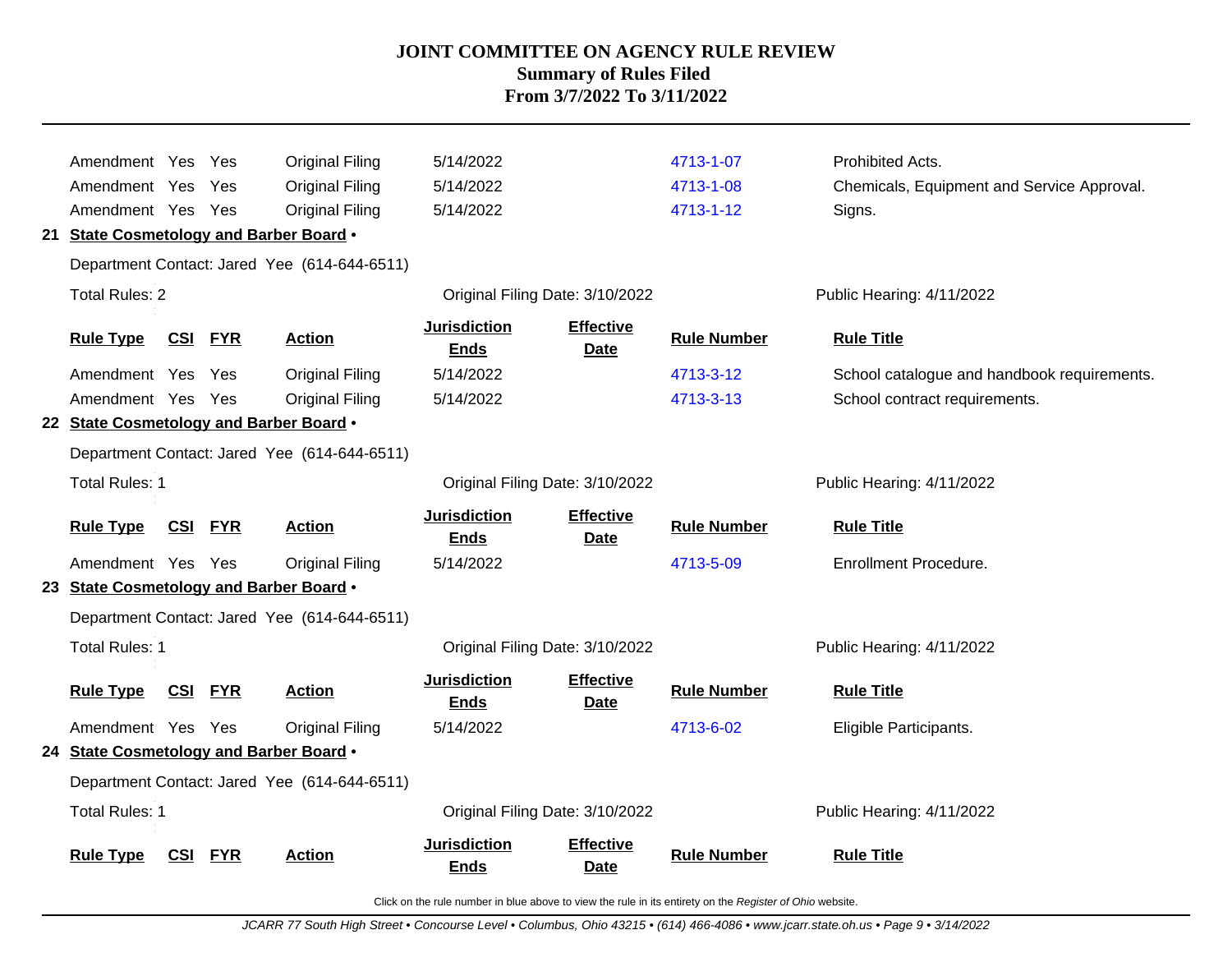| Rule Type | CSI | FYR | Action | Jurisdiction Ends | Effective Date | Rule Number | Rule Title |
|---|---|---|---|---|---|---|---|
| Amendment | Yes | Yes | Original Filing | 5/14/2022 | | 4713-1-07 | Prohibited Acts. |
| Amendment | Yes | Yes | Original Filing | 5/14/2022 | | 4713-1-08 | Chemicals, Equipment and Service Approval. |
| Amendment | Yes | Yes | Original Filing | 5/14/2022 | | 4713-1-12 | Signs. |

**21 State Cosmetology and Barber Board •**

Department Contact: Jared Yee (614-644-6511)

Total Rules: 2 — Original Filing Date: 3/10/2022 — Public Hearing: 4/11/2022

| Rule Type | CSI | FYR | Action | Jurisdiction Ends | Effective Date | Rule Number | Rule Title |
|---|---|---|---|---|---|---|---|
| Amendment | Yes | Yes | Original Filing | 5/14/2022 | | 4713-3-12 | School catalogue and handbook requirements. |
| Amendment | Yes | Yes | Original Filing | 5/14/2022 | | 4713-3-13 | School contract requirements. |

**22 State Cosmetology and Barber Board •**

Department Contact: Jared Yee (614-644-6511)

Total Rules: 1 — Original Filing Date: 3/10/2022 — Public Hearing: 4/11/2022

| Rule Type | CSI | FYR | Action | Jurisdiction Ends | Effective Date | Rule Number | Rule Title |
|---|---|---|---|---|---|---|---|
| Amendment | Yes | Yes | Original Filing | 5/14/2022 | | 4713-5-09 | Enrollment Procedure. |

**23 State Cosmetology and Barber Board •**

Department Contact: Jared Yee (614-644-6511)

Total Rules: 1 — Original Filing Date: 3/10/2022 — Public Hearing: 4/11/2022

| Rule Type | CSI | FYR | Action | Jurisdiction Ends | Effective Date | Rule Number | Rule Title |
|---|---|---|---|---|---|---|---|
| Amendment | Yes | Yes | Original Filing | 5/14/2022 | | 4713-6-02 | Eligible Participants. |

**24 State Cosmetology and Barber Board •**

Department Contact: Jared Yee (614-644-6511)

Total Rules: 1 — Original Filing Date: 3/10/2022 — Public Hearing: 4/11/2022

| Rule Type | CSI | FYR | Action | Jurisdiction Ends | Effective Date | Rule Number | Rule Title |
|---|---|---|---|---|---|---|---|

Click on the rule number in blue above to view the rule in its entirety on the *Register of Ohio* website.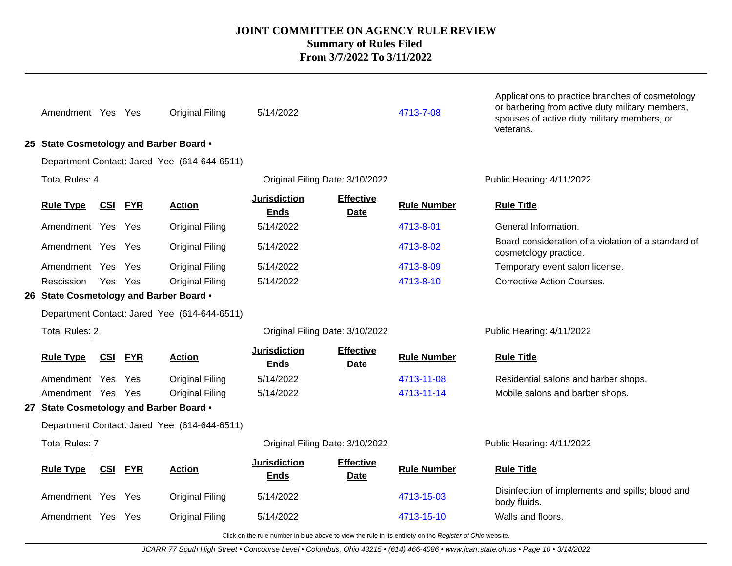| Rule Type | CSI | FYR | Action | Jurisdiction Ends | Effective Date | Rule Number | Rule Title |
|---|---|---|---|---|---|---|---|
| Amendment | Yes | Yes | Original Filing | 5/14/2022 | | 4713-7-08 | Applications to practice branches of cosmetology or barbering from active duty military members, spouses of active duty military members, or veterans. |

## 25 State Cosmetology and Barber Board •

Department Contact: Jared Yee (614-644-6511)

Total Rules: 4 | Original Filing Date: 3/10/2022 | Public Hearing: 4/11/2022

| Rule Type | CSI | FYR | Action | Jurisdiction Ends | Effective Date | Rule Number | Rule Title |
|---|---|---|---|---|---|---|---|
| Amendment | Yes | Yes | Original Filing | 5/14/2022 | | 4713-8-01 | General Information. |
| Amendment | Yes | Yes | Original Filing | 5/14/2022 | | 4713-8-02 | Board consideration of a violation of a standard of cosmetology practice. |
| Amendment | Yes | Yes | Original Filing | 5/14/2022 | | 4713-8-09 | Temporary event salon license. |
| Rescission | Yes | Yes | Original Filing | 5/14/2022 | | 4713-8-10 | Corrective Action Courses. |

## 26 State Cosmetology and Barber Board •

Department Contact: Jared Yee (614-644-6511)

Total Rules: 2 | Original Filing Date: 3/10/2022 | Public Hearing: 4/11/2022

| Rule Type | CSI | FYR | Action | Jurisdiction Ends | Effective Date | Rule Number | Rule Title |
|---|---|---|---|---|---|---|---|
| Amendment | Yes | Yes | Original Filing | 5/14/2022 | | 4713-11-08 | Residential salons and barber shops. |
| Amendment | Yes | Yes | Original Filing | 5/14/2022 | | 4713-11-14 | Mobile salons and barber shops. |

## 27 State Cosmetology and Barber Board •

Department Contact: Jared Yee (614-644-6511)

Total Rules: 7 | Original Filing Date: 3/10/2022 | Public Hearing: 4/11/2022

| Rule Type | CSI | FYR | Action | Jurisdiction Ends | Effective Date | Rule Number | Rule Title |
|---|---|---|---|---|---|---|---|
| Amendment | Yes | Yes | Original Filing | 5/14/2022 | | 4713-15-03 | Disinfection of implements and spills; blood and body fluids. |
| Amendment | Yes | Yes | Original Filing | 5/14/2022 | | 4713-15-10 | Walls and floors. |

Click on the rule number in blue above to view the rule in its entirety on the *Register of Ohio* website.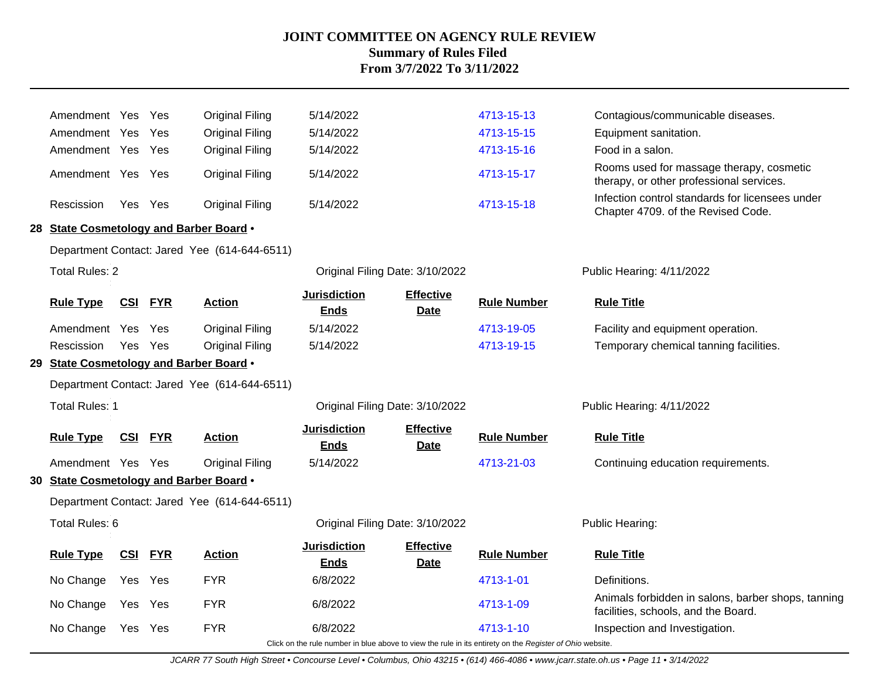# JOINT COMMITTEE ON AGENCY RULE REVIEW
## Summary of Rules Filed
## From 3/7/2022 To 3/11/2022

| Rule Type | CSI | FYR | Action | Jurisdiction Ends | Effective Date | Rule Number | Rule Title |
|---|---|---|---|---|---|---|---|
| Amendment | Yes | Yes | Original Filing | 5/14/2022 | | 4713-15-13 | Contagious/communicable diseases. |
| Amendment | Yes | Yes | Original Filing | 5/14/2022 | | 4713-15-15 | Equipment sanitation. |
| Amendment | Yes | Yes | Original Filing | 5/14/2022 | | 4713-15-16 | Food in a salon. |
| Amendment | Yes | Yes | Original Filing | 5/14/2022 | | 4713-15-17 | Rooms used for massage therapy, cosmetic therapy, or other professional services. |
| Rescission | Yes | Yes | Original Filing | 5/14/2022 | | 4713-15-18 | Infection control standards for licensees under Chapter 4709. of the Revised Code. |

**28 State Cosmetology and Barber Board •**

Department Contact: Jared Yee (614-644-6511)

Total Rules: 2 — Original Filing Date: 3/10/2022 — Public Hearing: 4/11/2022

| Rule Type | CSI | FYR | Action | Jurisdiction Ends | Effective Date | Rule Number | Rule Title |
|---|---|---|---|---|---|---|---|
| Amendment | Yes | Yes | Original Filing | 5/14/2022 | | 4713-19-05 | Facility and equipment operation. |
| Rescission | Yes | Yes | Original Filing | 5/14/2022 | | 4713-19-15 | Temporary chemical tanning facilities. |

**29 State Cosmetology and Barber Board •**

Department Contact: Jared Yee (614-644-6511)

Total Rules: 1 — Original Filing Date: 3/10/2022 — Public Hearing: 4/11/2022

| Rule Type | CSI | FYR | Action | Jurisdiction Ends | Effective Date | Rule Number | Rule Title |
|---|---|---|---|---|---|---|---|
| Amendment | Yes | Yes | Original Filing | 5/14/2022 | | 4713-21-03 | Continuing education requirements. |

**30 State Cosmetology and Barber Board •**

Department Contact: Jared Yee (614-644-6511)

Total Rules: 6 — Original Filing Date: 3/10/2022 — Public Hearing:

| Rule Type | CSI | FYR | Action | Jurisdiction Ends | Effective Date | Rule Number | Rule Title |
|---|---|---|---|---|---|---|---|
| No Change | Yes | Yes | FYR | 6/8/2022 | | 4713-1-01 | Definitions. |
| No Change | Yes | Yes | FYR | 6/8/2022 | | 4713-1-09 | Animals forbidden in salons, barber shops, tanning facilities, schools, and the Board. |
| No Change | Yes | Yes | FYR | 6/8/2022 | | 4713-1-10 | Inspection and Investigation. |

Click on the rule number in blue above to view the rule in its entirety on the *Register of Ohio* website.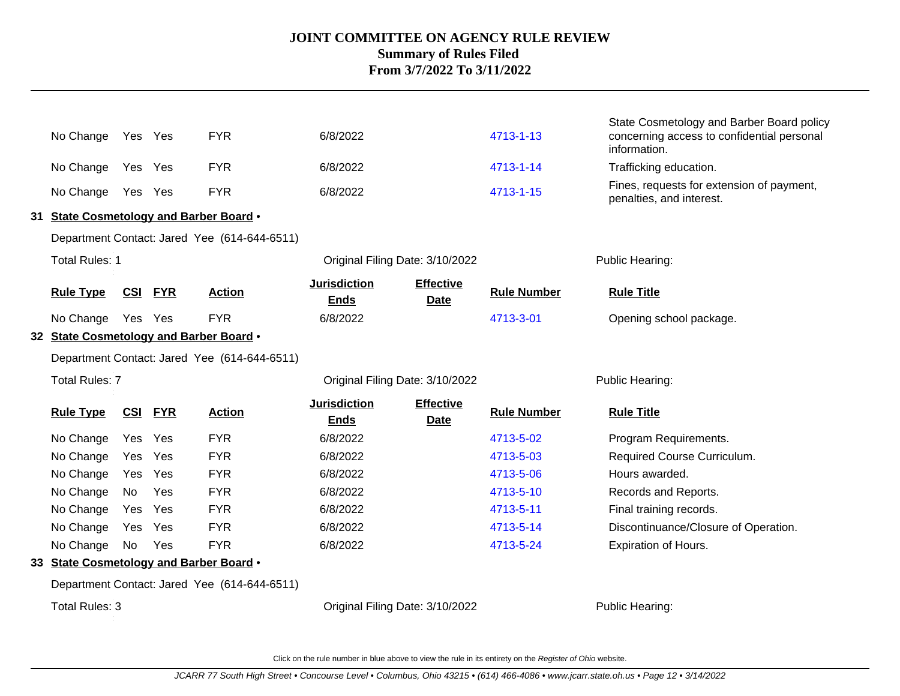# JOINT COMMITTEE ON AGENCY RULE REVIEW
## Summary of Rules Filed
## From 3/7/2022 To 3/11/2022

| Rule Type | CSI | FYR | Action | Jurisdiction Ends | Effective Date | Rule Number | Rule Title |
|---|---|---|---|---|---|---|---|
| No Change | Yes | Yes | FYR | 6/8/2022 | | 4713-1-13 | State Cosmetology and Barber Board policy concerning access to confidential personal information. |
| No Change | Yes | Yes | FYR | 6/8/2022 | | 4713-1-14 | Trafficking education. |
| No Change | Yes | Yes | FYR | 6/8/2022 | | 4713-1-15 | Fines, requests for extension of payment, penalties, and interest. |

**31 State Cosmetology and Barber Board** •

Department Contact: Jared Yee (614-644-6511)

Total Rules: 1 — Original Filing Date: 3/10/2022 — Public Hearing:

| Rule Type | CSI | FYR | Action | Jurisdiction Ends | Effective Date | Rule Number | Rule Title |
|---|---|---|---|---|---|---|---|
| No Change | Yes | Yes | FYR | 6/8/2022 | | 4713-3-01 | Opening school package. |

**32 State Cosmetology and Barber Board** •

Department Contact: Jared Yee (614-644-6511)

Total Rules: 7 — Original Filing Date: 3/10/2022 — Public Hearing:

| Rule Type | CSI | FYR | Action | Jurisdiction Ends | Effective Date | Rule Number | Rule Title |
|---|---|---|---|---|---|---|---|
| No Change | Yes | Yes | FYR | 6/8/2022 | | 4713-5-02 | Program Requirements. |
| No Change | Yes | Yes | FYR | 6/8/2022 | | 4713-5-03 | Required Course Curriculum. |
| No Change | Yes | Yes | FYR | 6/8/2022 | | 4713-5-06 | Hours awarded. |
| No Change | No | Yes | FYR | 6/8/2022 | | 4713-5-10 | Records and Reports. |
| No Change | Yes | Yes | FYR | 6/8/2022 | | 4713-5-11 | Final training records. |
| No Change | Yes | Yes | FYR | 6/8/2022 | | 4713-5-14 | Discontinuance/Closure of Operation. |
| No Change | No | Yes | FYR | 6/8/2022 | | 4713-5-24 | Expiration of Hours. |

**33 State Cosmetology and Barber Board** •

Department Contact: Jared Yee (614-644-6511)

Total Rules: 3 — Original Filing Date: 3/10/2022 — Public Hearing:

Click on the rule number in blue above to view the rule in its entirety on the *Register of Ohio* website.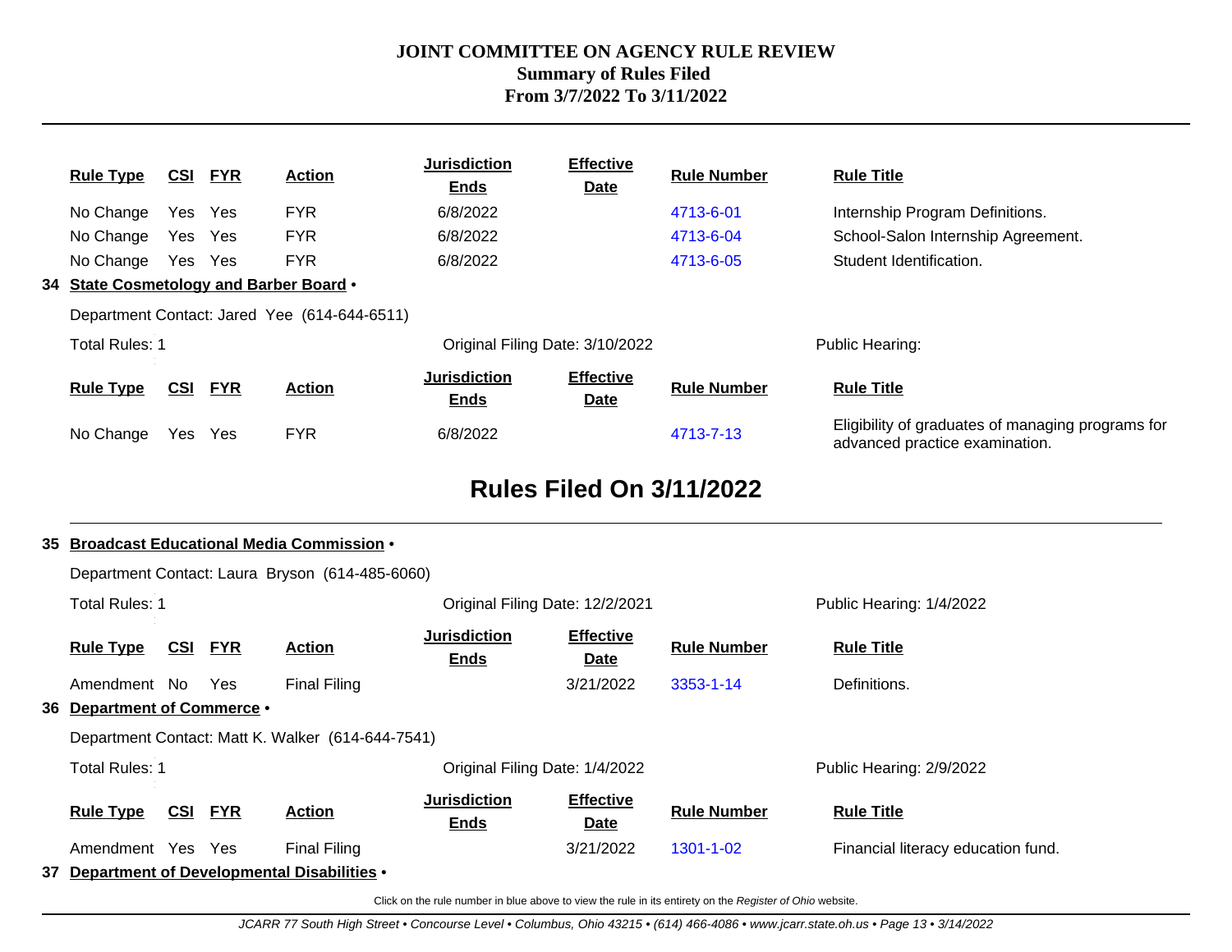| Rule Type | CSI | FYR | Action | Jurisdiction Ends | Effective Date | Rule Number | Rule Title |
|---|---|---|---|---|---|---|---|
| No Change | Yes | Yes | FYR | 6/8/2022 | | 4713-6-01 | Internship Program Definitions. |
| No Change | Yes | Yes | FYR | 6/8/2022 | | 4713-6-04 | School-Salon Internship Agreement. |
| No Change | Yes | Yes | FYR | 6/8/2022 | | 4713-6-05 | Student Identification. |

**34 State Cosmetology and Barber Board •**

Department Contact: Jared Yee (614-644-6511)

Total Rules: 1 | Original Filing Date: 3/10/2022 | Public Hearing:

| Rule Type | CSI | FYR | Action | Jurisdiction Ends | Effective Date | Rule Number | Rule Title |
|---|---|---|---|---|---|---|---|
| No Change | Yes | Yes | FYR | 6/8/2022 | | 4713-7-13 | Eligibility of graduates of managing programs for advanced practice examination. |

## Rules Filed On 3/11/2022

**35 Broadcast Educational Media Commission •**

Department Contact: Laura Bryson (614-485-6060)

Total Rules: 1 | Original Filing Date: 12/2/2021 | Public Hearing: 1/4/2022

| Rule Type | CSI | FYR | Action | Jurisdiction Ends | Effective Date | Rule Number | Rule Title |
|---|---|---|---|---|---|---|---|
| Amendment | No | Yes | Final Filing | | 3/21/2022 | 3353-1-14 | Definitions. |

**36 Department of Commerce •**

Department Contact: Matt K. Walker (614-644-7541)

Total Rules: 1 | Original Filing Date: 1/4/2022 | Public Hearing: 2/9/2022

| Rule Type | CSI | FYR | Action | Jurisdiction Ends | Effective Date | Rule Number | Rule Title |
|---|---|---|---|---|---|---|---|
| Amendment | Yes | Yes | Final Filing | | 3/21/2022 | 1301-1-02 | Financial literacy education fund. |

**37 Department of Developmental Disabilities •**

Click on the rule number in blue above to view the rule in its entirety on the *Register of Ohio* website.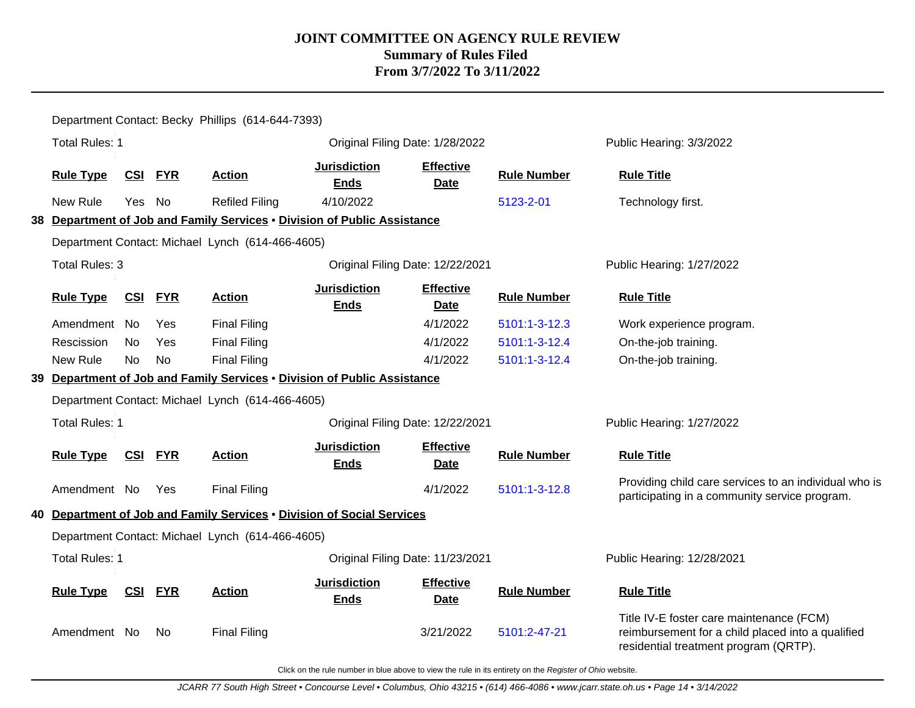# JOINT COMMITTEE ON AGENCY RULE REVIEW
## Summary of Rules Filed
## From 3/7/2022 To 3/11/2022

Department Contact: Becky Phillips (614-644-7393)

Total Rules: 1 | Original Filing Date: 1/28/2022 | Public Hearing: 3/3/2022

| Rule Type | CSI | FYR | Action | Jurisdiction Ends | Effective Date | Rule Number | Rule Title |
|---|---|---|---|---|---|---|---|
| New Rule | Yes | No | Refiled Filing | 4/10/2022 | | 5123-2-01 | Technology first. |

**38 Department of Job and Family Services • Division of Public Assistance**

Department Contact: Michael Lynch (614-466-4605)

Total Rules: 3 | Original Filing Date: 12/22/2021 | Public Hearing: 1/27/2022

| Rule Type | CSI | FYR | Action | Jurisdiction Ends | Effective Date | Rule Number | Rule Title |
|---|---|---|---|---|---|---|---|
| Amendment | No | Yes | Final Filing | | 4/1/2022 | 5101:1-3-12.3 | Work experience program. |
| Rescission | No | Yes | Final Filing | | 4/1/2022 | 5101:1-3-12.4 | On-the-job training. |
| New Rule | No | No | Final Filing | | 4/1/2022 | 5101:1-3-12.4 | On-the-job training. |

**39 Department of Job and Family Services • Division of Public Assistance**

Department Contact: Michael Lynch (614-466-4605)

Total Rules: 1 | Original Filing Date: 12/22/2021 | Public Hearing: 1/27/2022

| Rule Type | CSI | FYR | Action | Jurisdiction Ends | Effective Date | Rule Number | Rule Title |
|---|---|---|---|---|---|---|---|
| Amendment | No | Yes | Final Filing | | 4/1/2022 | 5101:1-3-12.8 | Providing child care services to an individual who is participating in a community service program. |

**40 Department of Job and Family Services • Division of Social Services**

Department Contact: Michael Lynch (614-466-4605)

Total Rules: 1 | Original Filing Date: 11/23/2021 | Public Hearing: 12/28/2021

| Rule Type | CSI | FYR | Action | Jurisdiction Ends | Effective Date | Rule Number | Rule Title |
|---|---|---|---|---|---|---|---|
| Amendment | No | No | Final Filing | | 3/21/2022 | 5101:2-47-21 | Title IV-E foster care maintenance (FCM) reimbursement for a child placed into a qualified residential treatment program (QRTP). |

Click on the rule number in blue above to view the rule in its entirety on the *Register of Ohio* website.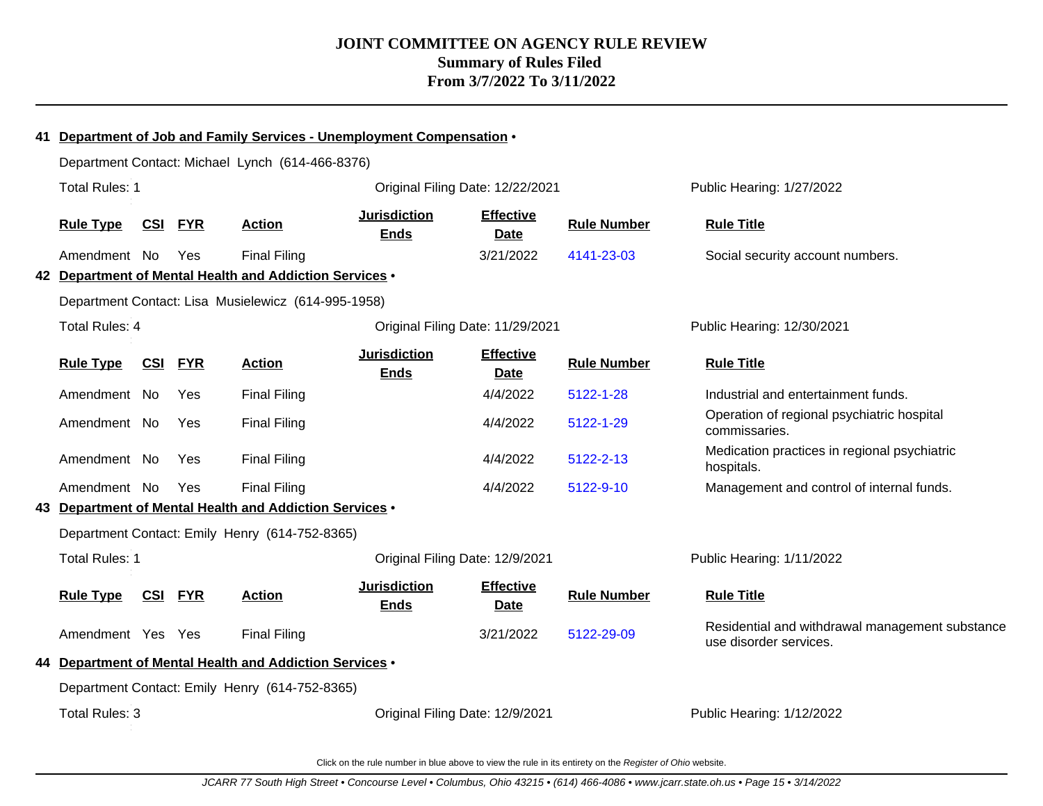# JOINT COMMITTEE ON AGENCY RULE REVIEW
## Summary of Rules Filed
## From 3/7/2022 To 3/11/2022

### 41 Department of Job and Family Services - Unemployment Compensation •

Department Contact: Michael Lynch (614-466-8376)

Total Rules: 1 | Original Filing Date: 12/22/2021 | Public Hearing: 1/27/2022

| Rule Type | CSI | FYR | Action | Jurisdiction Ends | Effective Date | Rule Number | Rule Title |
|---|---|---|---|---|---|---|---|
| Amendment | No | Yes | Final Filing | | 3/21/2022 | 4141-23-03 | Social security account numbers. |

### 42 Department of Mental Health and Addiction Services •

Department Contact: Lisa Musielewicz (614-995-1958)

Total Rules: 4 | Original Filing Date: 11/29/2021 | Public Hearing: 12/30/2021

| Rule Type | CSI | FYR | Action | Jurisdiction Ends | Effective Date | Rule Number | Rule Title |
|---|---|---|---|---|---|---|---|
| Amendment | No | Yes | Final Filing | | 4/4/2022 | 5122-1-28 | Industrial and entertainment funds. |
| Amendment | No | Yes | Final Filing | | 4/4/2022 | 5122-1-29 | Operation of regional psychiatric hospital commissaries. |
| Amendment | No | Yes | Final Filing | | 4/4/2022 | 5122-2-13 | Medication practices in regional psychiatric hospitals. |
| Amendment | No | Yes | Final Filing | | 4/4/2022 | 5122-9-10 | Management and control of internal funds. |

### 43 Department of Mental Health and Addiction Services •

Department Contact: Emily Henry (614-752-8365)

Total Rules: 1 | Original Filing Date: 12/9/2021 | Public Hearing: 1/11/2022

| Rule Type | CSI | FYR | Action | Jurisdiction Ends | Effective Date | Rule Number | Rule Title |
|---|---|---|---|---|---|---|---|
| Amendment | Yes | Yes | Final Filing | | 3/21/2022 | 5122-29-09 | Residential and withdrawal management substance use disorder services. |

### 44 Department of Mental Health and Addiction Services •

Department Contact: Emily Henry (614-752-8365)

Total Rules: 3 | Original Filing Date: 12/9/2021 | Public Hearing: 1/12/2022

Click on the rule number in blue above to view the rule in its entirety on the *Register of Ohio* website.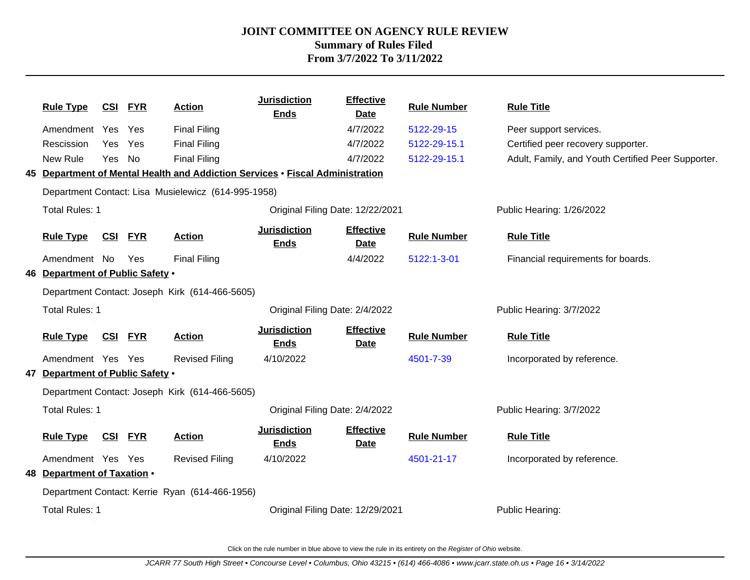# JOINT COMMITTEE ON AGENCY RULE REVIEW
## Summary of Rules Filed
## From 3/7/2022 To 3/11/2022

| Rule Type | CSI | FYR | Action | Jurisdiction Ends | Effective Date | Rule Number | Rule Title |
|---|---|---|---|---|---|---|---|
| Amendment | Yes | Yes | Final Filing | | 4/7/2022 | 5122-29-15 | Peer support services. |
| Rescission | Yes | Yes | Final Filing | | 4/7/2022 | 5122-29-15.1 | Certified peer recovery supporter. |
| New Rule | Yes | No | Final Filing | | 4/7/2022 | 5122-29-15.1 | Adult, Family, and Youth Certified Peer Supporter. |

**45 Department of Mental Health and Addiction Services • Fiscal Administration**

Department Contact: Lisa Musielewicz (614-995-1958)

Total Rules: 1 — Original Filing Date: 12/22/2021 — Public Hearing: 1/26/2022

| Rule Type | CSI | FYR | Action | Jurisdiction Ends | Effective Date | Rule Number | Rule Title |
|---|---|---|---|---|---|---|---|
| Amendment | No | Yes | Final Filing | | 4/4/2022 | 5122:1-3-01 | Financial requirements for boards. |

**46 Department of Public Safety •**

Department Contact: Joseph Kirk (614-466-5605)

Total Rules: 1 — Original Filing Date: 2/4/2022 — Public Hearing: 3/7/2022

| Rule Type | CSI | FYR | Action | Jurisdiction Ends | Effective Date | Rule Number | Rule Title |
|---|---|---|---|---|---|---|---|
| Amendment | Yes | Yes | Revised Filing | 4/10/2022 | | 4501-7-39 | Incorporated by reference. |

**47 Department of Public Safety •**

Department Contact: Joseph Kirk (614-466-5605)

Total Rules: 1 — Original Filing Date: 2/4/2022 — Public Hearing: 3/7/2022

| Rule Type | CSI | FYR | Action | Jurisdiction Ends | Effective Date | Rule Number | Rule Title |
|---|---|---|---|---|---|---|---|
| Amendment | Yes | Yes | Revised Filing | 4/10/2022 | | 4501-21-17 | Incorporated by reference. |

**48 Department of Taxation •**

Department Contact: Kerrie Ryan (614-466-1956)

Total Rules: 1 — Original Filing Date: 12/29/2021 — Public Hearing:

Click on the rule number in blue above to view the rule in its entirety on the *Register of Ohio* website.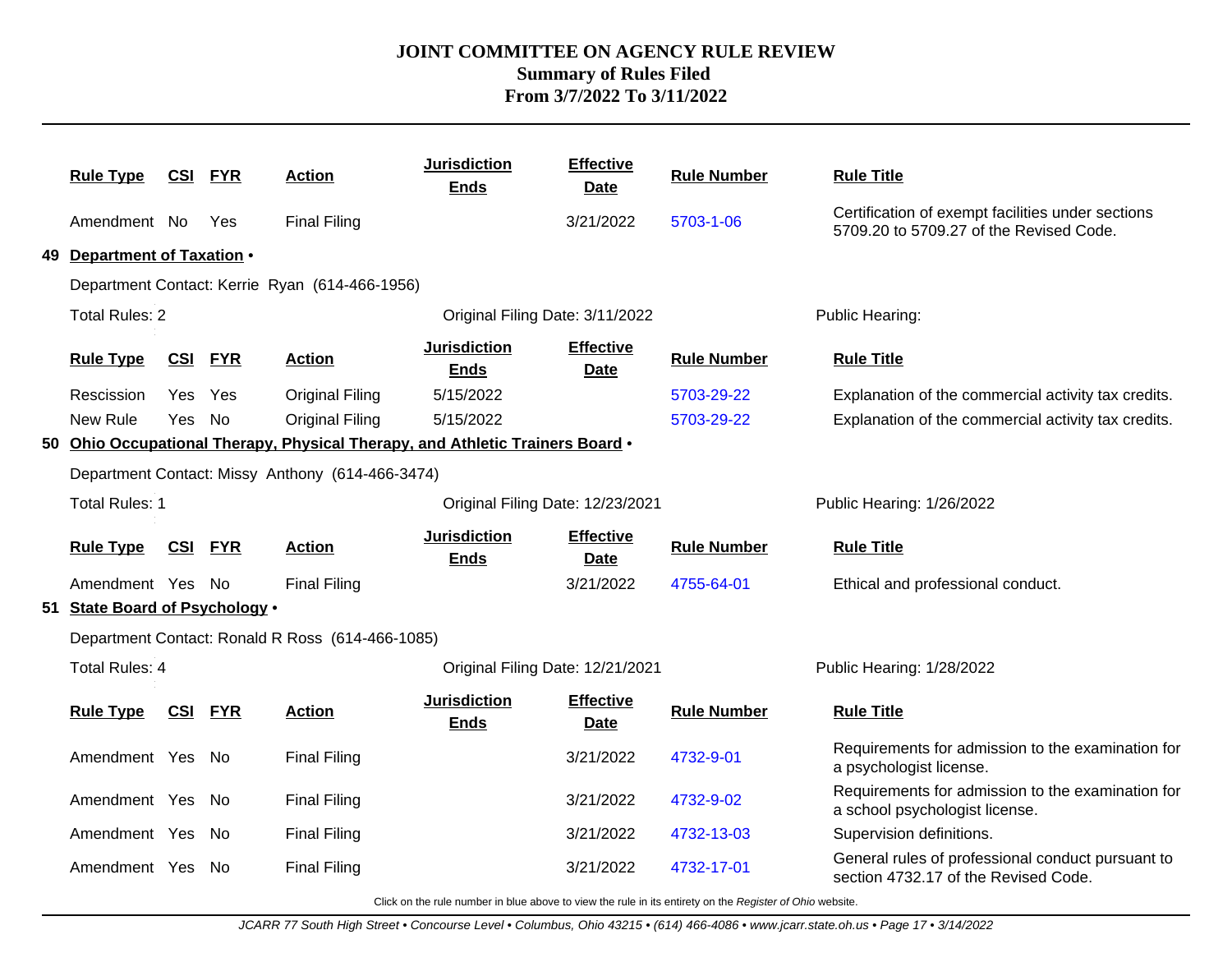# JOINT COMMITTEE ON AGENCY RULE REVIEW
## Summary of Rules Filed
## From 3/7/2022 To 3/11/2022

| Rule Type | CSI | FYR | Action | Jurisdiction Ends | Effective Date | Rule Number | Rule Title |
|---|---|---|---|---|---|---|---|
| Amendment | No | Yes | Final Filing | | 3/21/2022 | 5703-1-06 | Certification of exempt facilities under sections 5709.20 to 5709.27 of the Revised Code. |

**49 Department of Taxation •**

Department Contact: Kerrie Ryan (614-466-1956)

Total Rules: 2 — Original Filing Date: 3/11/2022 — Public Hearing:

| Rule Type | CSI | FYR | Action | Jurisdiction Ends | Effective Date | Rule Number | Rule Title |
|---|---|---|---|---|---|---|---|
| Rescission | Yes | Yes | Original Filing | 5/15/2022 | | 5703-29-22 | Explanation of the commercial activity tax credits. |
| New Rule | Yes | No | Original Filing | 5/15/2022 | | 5703-29-22 | Explanation of the commercial activity tax credits. |

**50 Ohio Occupational Therapy, Physical Therapy, and Athletic Trainers Board •**

Department Contact: Missy Anthony (614-466-3474)

Total Rules: 1 — Original Filing Date: 12/23/2021 — Public Hearing: 1/26/2022

| Rule Type | CSI | FYR | Action | Jurisdiction Ends | Effective Date | Rule Number | Rule Title |
|---|---|---|---|---|---|---|---|
| Amendment | Yes | No | Final Filing | | 3/21/2022 | 4755-64-01 | Ethical and professional conduct. |

**51 State Board of Psychology •**

Department Contact: Ronald R Ross (614-466-1085)

Total Rules: 4 — Original Filing Date: 12/21/2021 — Public Hearing: 1/28/2022

| Rule Type | CSI | FYR | Action | Jurisdiction Ends | Effective Date | Rule Number | Rule Title |
|---|---|---|---|---|---|---|---|
| Amendment | Yes | No | Final Filing | | 3/21/2022 | 4732-9-01 | Requirements for admission to the examination for a psychologist license. |
| Amendment | Yes | No | Final Filing | | 3/21/2022 | 4732-9-02 | Requirements for admission to the examination for a school psychologist license. |
| Amendment | Yes | No | Final Filing | | 3/21/2022 | 4732-13-03 | Supervision definitions. |
| Amendment | Yes | No | Final Filing | | 3/21/2022 | 4732-17-01 | General rules of professional conduct pursuant to section 4732.17 of the Revised Code. |

Click on the rule number in blue above to view the rule in its entirety on the *Register of Ohio* website.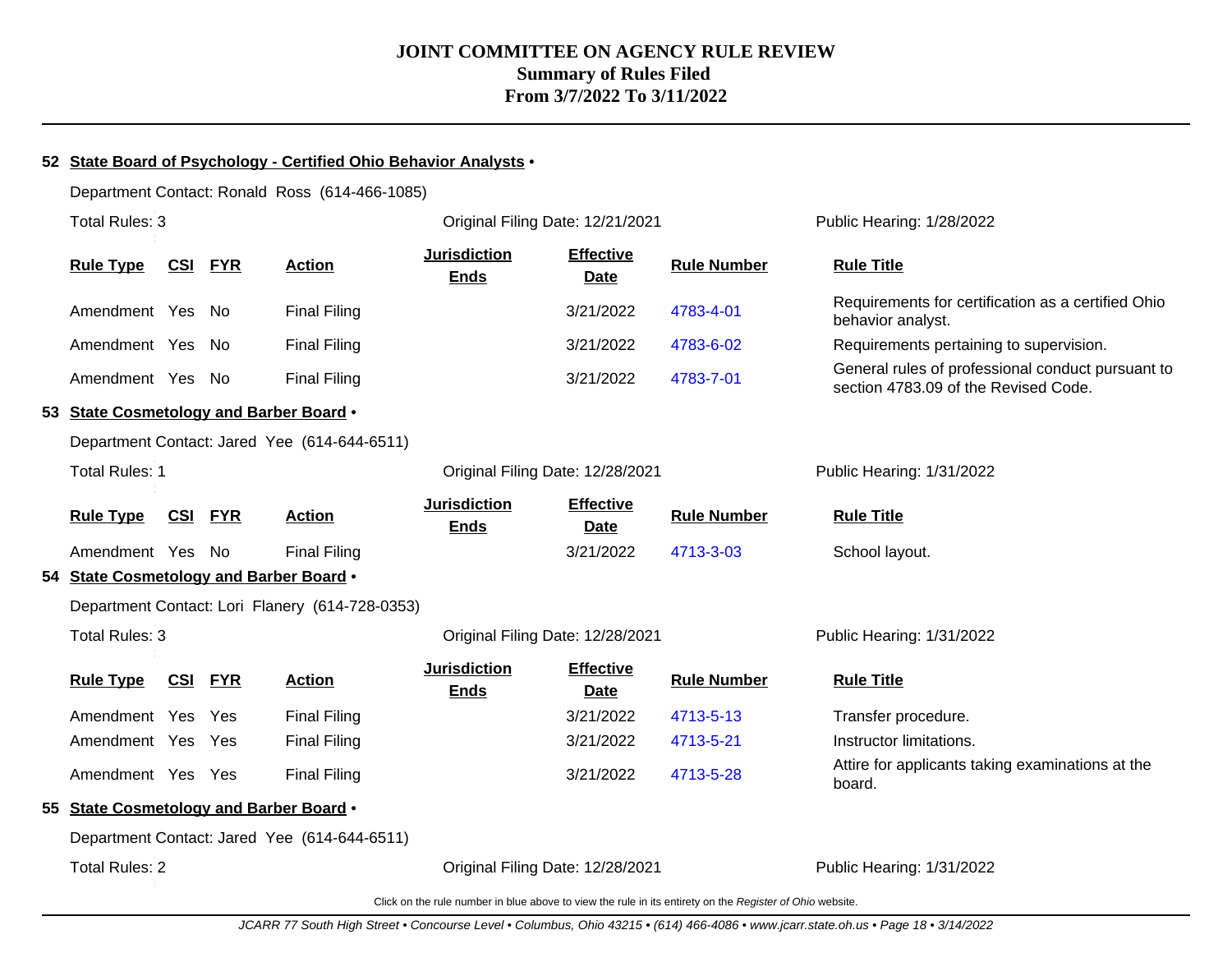# JOINT COMMITTEE ON AGENCY RULE REVIEW
## Summary of Rules Filed
## From 3/7/2022 To 3/11/2022

**52 State Board of Psychology - Certified Ohio Behavior Analysts •**

Department Contact: Ronald Ross (614-466-1085)

Total Rules: 3 | Original Filing Date: 12/21/2021 | Public Hearing: 1/28/2022

| Rule Type | CSI | FYR | Action | Jurisdiction Ends | Effective Date | Rule Number | Rule Title |
|---|---|---|---|---|---|---|---|
| Amendment | Yes | No | Final Filing | | 3/21/2022 | 4783-4-01 | Requirements for certification as a certified Ohio behavior analyst. |
| Amendment | Yes | No | Final Filing | | 3/21/2022 | 4783-6-02 | Requirements pertaining to supervision. |
| Amendment | Yes | No | Final Filing | | 3/21/2022 | 4783-7-01 | General rules of professional conduct pursuant to section 4783.09 of the Revised Code. |

**53 State Cosmetology and Barber Board •**

Department Contact: Jared Yee (614-644-6511)

Total Rules: 1 | Original Filing Date: 12/28/2021 | Public Hearing: 1/31/2022

| Rule Type | CSI | FYR | Action | Jurisdiction Ends | Effective Date | Rule Number | Rule Title |
|---|---|---|---|---|---|---|---|
| Amendment | Yes | No | Final Filing | | 3/21/2022 | 4713-3-03 | School layout. |

**54 State Cosmetology and Barber Board •**

Department Contact: Lori Flanery (614-728-0353)

Total Rules: 3 | Original Filing Date: 12/28/2021 | Public Hearing: 1/31/2022

| Rule Type | CSI | FYR | Action | Jurisdiction Ends | Effective Date | Rule Number | Rule Title |
|---|---|---|---|---|---|---|---|
| Amendment | Yes | Yes | Final Filing | | 3/21/2022 | 4713-5-13 | Transfer procedure. |
| Amendment | Yes | Yes | Final Filing | | 3/21/2022 | 4713-5-21 | Instructor limitations. |
| Amendment | Yes | Yes | Final Filing | | 3/21/2022 | 4713-5-28 | Attire for applicants taking examinations at the board. |

**55 State Cosmetology and Barber Board •**

Department Contact: Jared Yee (614-644-6511)

Total Rules: 2 | Original Filing Date: 12/28/2021 | Public Hearing: 1/31/2022

Click on the rule number in blue above to view the rule in its entirety on the *Register of Ohio* website.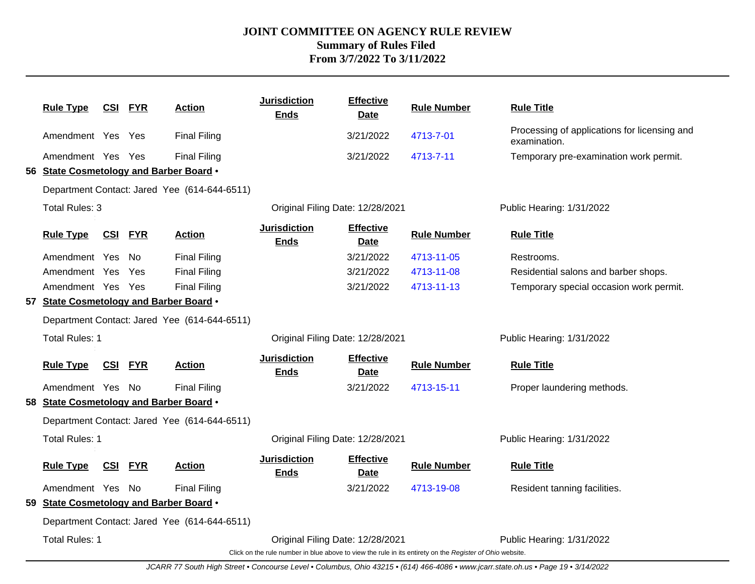# JOINT COMMITTEE ON AGENCY RULE REVIEW
## Summary of Rules Filed
## From 3/7/2022 To 3/11/2022

| Rule Type | CSI | FYR | Action | Jurisdiction Ends | Effective Date | Rule Number | Rule Title |
|---|---|---|---|---|---|---|---|
| Amendment | Yes | Yes | Final Filing | | 3/21/2022 | 4713-7-01 | Processing of applications for licensing and examination. |
| Amendment | Yes | Yes | Final Filing | | 3/21/2022 | 4713-7-11 | Temporary pre-examination work permit. |

**56 State Cosmetology and Barber Board •**

Department Contact: Jared Yee (614-644-6511)

Total Rules: 3 | Original Filing Date: 12/28/2021 | Public Hearing: 1/31/2022

| Rule Type | CSI | FYR | Action | Jurisdiction Ends | Effective Date | Rule Number | Rule Title |
|---|---|---|---|---|---|---|---|
| Amendment | Yes | No | Final Filing | | 3/21/2022 | 4713-11-05 | Restrooms. |
| Amendment | Yes | Yes | Final Filing | | 3/21/2022 | 4713-11-08 | Residential salons and barber shops. |
| Amendment | Yes | Yes | Final Filing | | 3/21/2022 | 4713-11-13 | Temporary special occasion work permit. |

**57 State Cosmetology and Barber Board •**

Department Contact: Jared Yee (614-644-6511)

Total Rules: 1 | Original Filing Date: 12/28/2021 | Public Hearing: 1/31/2022

| Rule Type | CSI | FYR | Action | Jurisdiction Ends | Effective Date | Rule Number | Rule Title |
|---|---|---|---|---|---|---|---|
| Amendment | Yes | No | Final Filing | | 3/21/2022 | 4713-15-11 | Proper laundering methods. |

**58 State Cosmetology and Barber Board •**

Department Contact: Jared Yee (614-644-6511)

Total Rules: 1 | Original Filing Date: 12/28/2021 | Public Hearing: 1/31/2022

| Rule Type | CSI | FYR | Action | Jurisdiction Ends | Effective Date | Rule Number | Rule Title |
|---|---|---|---|---|---|---|---|
| Amendment | Yes | No | Final Filing | | 3/21/2022 | 4713-19-08 | Resident tanning facilities. |

**59 State Cosmetology and Barber Board •**

Department Contact: Jared Yee (614-644-6511)

Total Rules: 1 | Original Filing Date: 12/28/2021 | Public Hearing: 1/31/2022

Click on the rule number in blue above to view the rule in its entirety on the *Register of Ohio* website.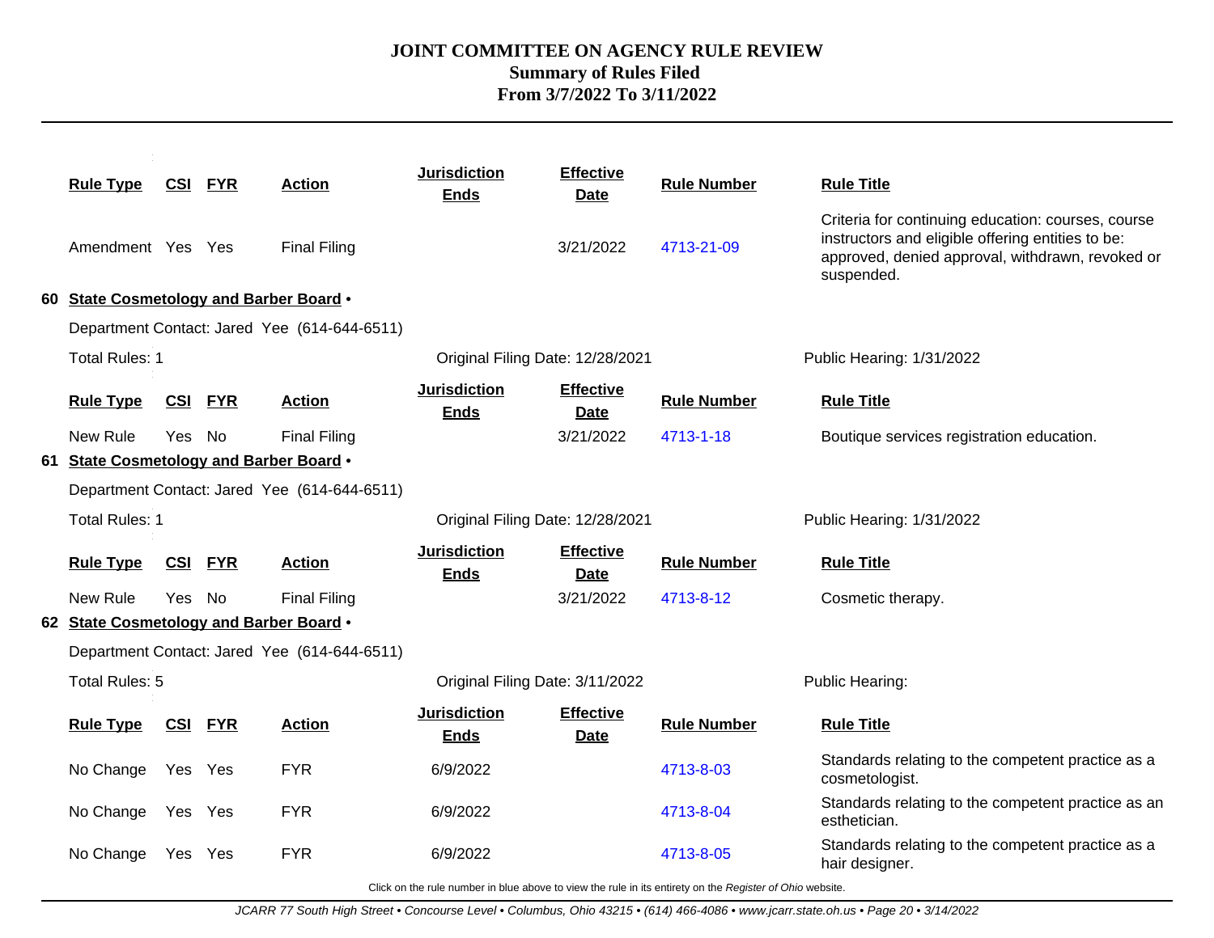# JOINT COMMITTEE ON AGENCY RULE REVIEW
## Summary of Rules Filed
## From 3/7/2022 To 3/11/2022

| Rule Type | CSI | FYR | Action | Jurisdiction Ends | Effective Date | Rule Number | Rule Title |
|---|---|---|---|---|---|---|---|
| Amendment | Yes | Yes | Final Filing | | 3/21/2022 | 4713-21-09 | Criteria for continuing education: courses, course instructors and eligible offering entities to be: approved, denied approval, withdrawn, revoked or suspended. |

**60 State Cosmetology and Barber Board •**

Department Contact: Jared Yee (614-644-6511)

Total Rules: 1 | Original Filing Date: 12/28/2021 | Public Hearing: 1/31/2022

| Rule Type | CSI | FYR | Action | Jurisdiction Ends | Effective Date | Rule Number | Rule Title |
|---|---|---|---|---|---|---|---|
| New Rule | Yes | No | Final Filing | | 3/21/2022 | 4713-1-18 | Boutique services registration education. |

**61 State Cosmetology and Barber Board •**

Department Contact: Jared Yee (614-644-6511)

Total Rules: 1 | Original Filing Date: 12/28/2021 | Public Hearing: 1/31/2022

| Rule Type | CSI | FYR | Action | Jurisdiction Ends | Effective Date | Rule Number | Rule Title |
|---|---|---|---|---|---|---|---|
| New Rule | Yes | No | Final Filing | | 3/21/2022 | 4713-8-12 | Cosmetic therapy. |

**62 State Cosmetology and Barber Board •**

Department Contact: Jared Yee (614-644-6511)

Total Rules: 5 | Original Filing Date: 3/11/2022 | Public Hearing:

| Rule Type | CSI | FYR | Action | Jurisdiction Ends | Effective Date | Rule Number | Rule Title |
|---|---|---|---|---|---|---|---|
| No Change | Yes | Yes | FYR | 6/9/2022 | | 4713-8-03 | Standards relating to the competent practice as a cosmetologist. |
| No Change | Yes | Yes | FYR | 6/9/2022 | | 4713-8-04 | Standards relating to the competent practice as an esthetician. |
| No Change | Yes | Yes | FYR | 6/9/2022 | | 4713-8-05 | Standards relating to the competent practice as a hair designer. |

Click on the rule number in blue above to view the rule in its entirety on the *Register of Ohio* website.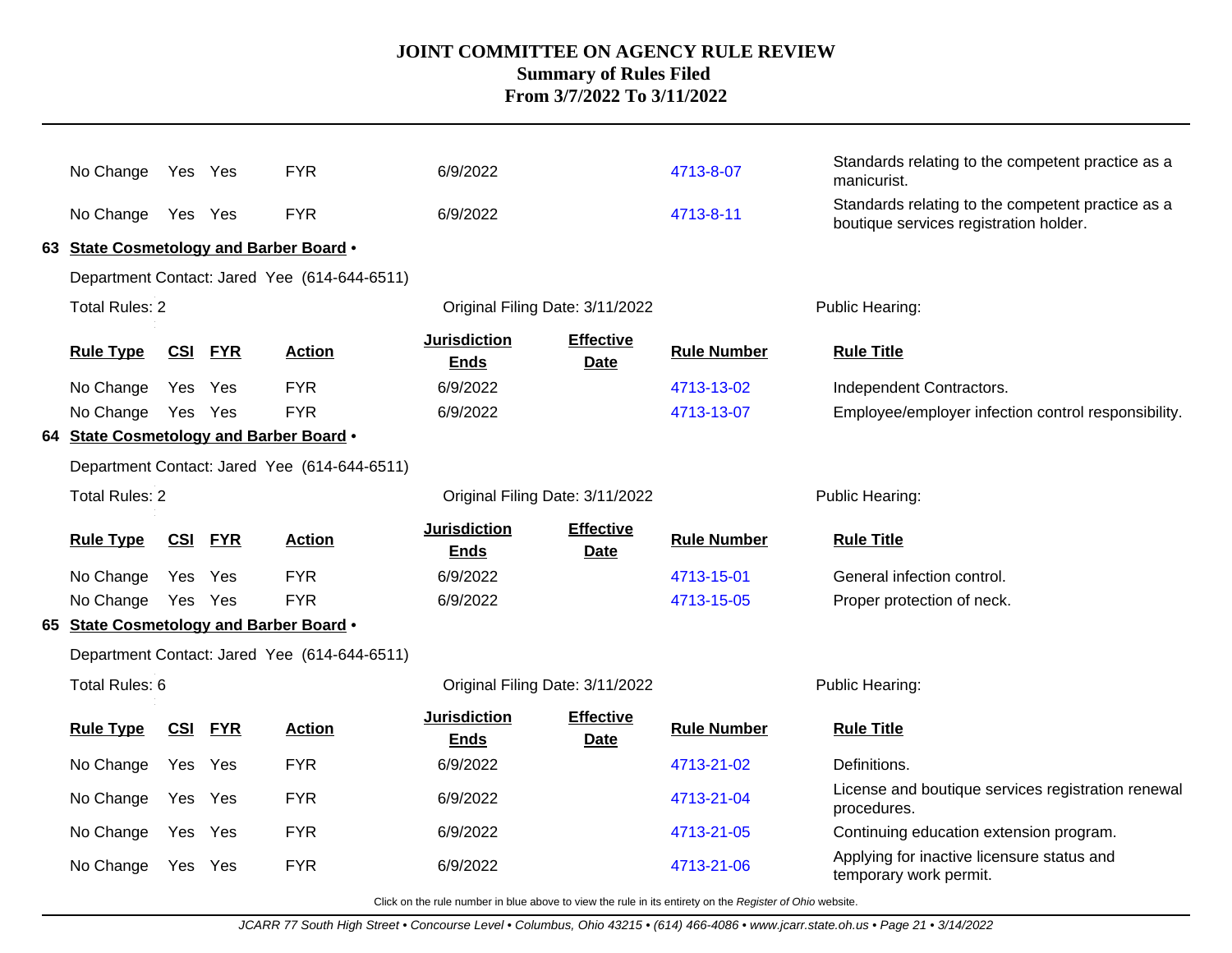| Rule Type | CSI | FYR | Action | Jurisdiction Ends | Effective Date | Rule Number | Rule Title |
|---|---|---|---|---|---|---|---|
| No Change | Yes | Yes | FYR | 6/9/2022 | | 4713-8-07 | Standards relating to the competent practice as a manicurist. |
| No Change | Yes | Yes | FYR | 6/9/2022 | | 4713-8-11 | Standards relating to the competent practice as a boutique services registration holder. |

**63 State Cosmetology and Barber Board •**

Department Contact: Jared Yee (614-644-6511)

Total Rules: 2 | Original Filing Date: 3/11/2022 | Public Hearing:

| Rule Type | CSI | FYR | Action | Jurisdiction Ends | Effective Date | Rule Number | Rule Title |
|---|---|---|---|---|---|---|---|
| No Change | Yes | Yes | FYR | 6/9/2022 | | 4713-13-02 | Independent Contractors. |
| No Change | Yes | Yes | FYR | 6/9/2022 | | 4713-13-07 | Employee/employer infection control responsibility. |

**64 State Cosmetology and Barber Board •**

Department Contact: Jared Yee (614-644-6511)

Total Rules: 2 | Original Filing Date: 3/11/2022 | Public Hearing:

| Rule Type | CSI | FYR | Action | Jurisdiction Ends | Effective Date | Rule Number | Rule Title |
|---|---|---|---|---|---|---|---|
| No Change | Yes | Yes | FYR | 6/9/2022 | | 4713-15-01 | General infection control. |
| No Change | Yes | Yes | FYR | 6/9/2022 | | 4713-15-05 | Proper protection of neck. |

**65 State Cosmetology and Barber Board •**

Department Contact: Jared Yee (614-644-6511)

Total Rules: 6 | Original Filing Date: 3/11/2022 | Public Hearing:

| Rule Type | CSI | FYR | Action | Jurisdiction Ends | Effective Date | Rule Number | Rule Title |
|---|---|---|---|---|---|---|---|
| No Change | Yes | Yes | FYR | 6/9/2022 | | 4713-21-02 | Definitions. |
| No Change | Yes | Yes | FYR | 6/9/2022 | | 4713-21-04 | License and boutique services registration renewal procedures. |
| No Change | Yes | Yes | FYR | 6/9/2022 | | 4713-21-05 | Continuing education extension program. |
| No Change | Yes | Yes | FYR | 6/9/2022 | | 4713-21-06 | Applying for inactive licensure status and temporary work permit. |

Click on the rule number in blue above to view the rule in its entirety on the *Register of Ohio* website.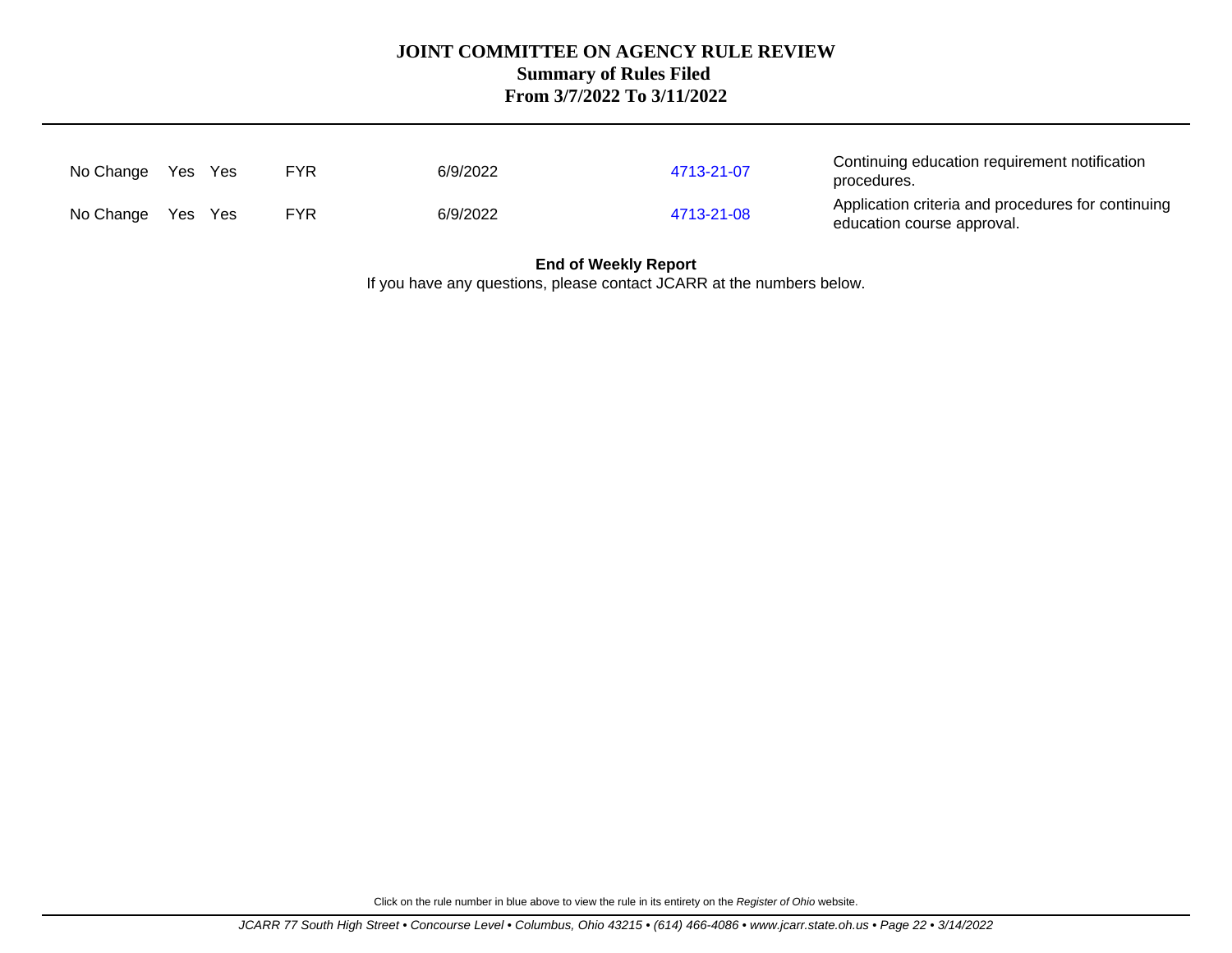| | | | | | | |
|---|---|---|---|---|---|---|
| No Change | Yes | Yes | FYR | 6/9/2022 | 4713-21-07 | Continuing education requirement notification procedures. |
| No Change | Yes | Yes | FYR | 6/9/2022 | 4713-21-08 | Application criteria and procedures for continuing education course approval. |

**End of Weekly Report**

If you have any questions, please contact JCARR at the numbers below.

Click on the rule number in blue above to view the rule in its entirety on the *Register of Ohio* website.